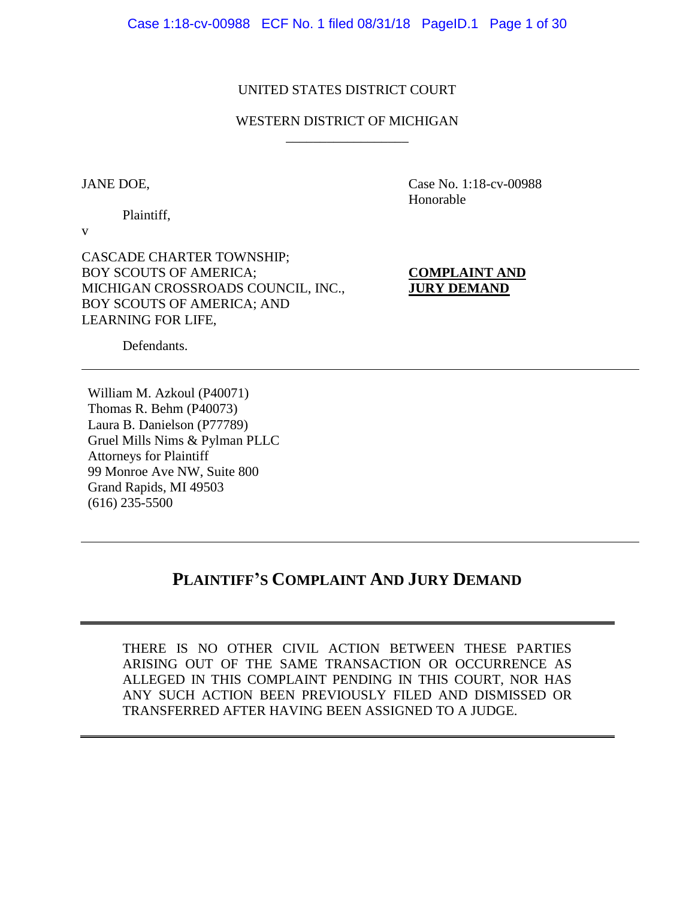UNITED STATES DISTRICT COURT

WESTERN DISTRICT OF MICHIGAN

JANE DOE,

Plaintiff,

v

CASCADE CHARTER TOWNSHIP;
BOY SCOUTS OF AMERICA;
MICHIGAN CROSSROADS COUNCIL, INC.,
BOY SCOUTS OF AMERICA; AND
LEARNING FOR LIFE,

Defendants.

Case No. 1:18-cv-00988
Honorable

**COMPLAINT AND JURY DEMAND**

---

William M. Azkoul (P40071)
Thomas R. Behm (P40073)
Laura B. Danielson (P77789)
Gruel Mills Nims & Pylman PLLC
Attorneys for Plaintiff
99 Monroe Ave NW, Suite 800
Grand Rapids, MI 49503
(616) 235-5500

---

## PLAINTIFF'S COMPLAINT AND JURY DEMAND

THERE IS NO OTHER CIVIL ACTION BETWEEN THESE PARTIES ARISING OUT OF THE SAME TRANSACTION OR OCCURRENCE AS ALLEGED IN THIS COMPLAINT PENDING IN THIS COURT, NOR HAS ANY SUCH ACTION BEEN PREVIOUSLY FILED AND DISMISSED OR TRANSFERRED AFTER HAVING BEEN ASSIGNED TO A JUDGE.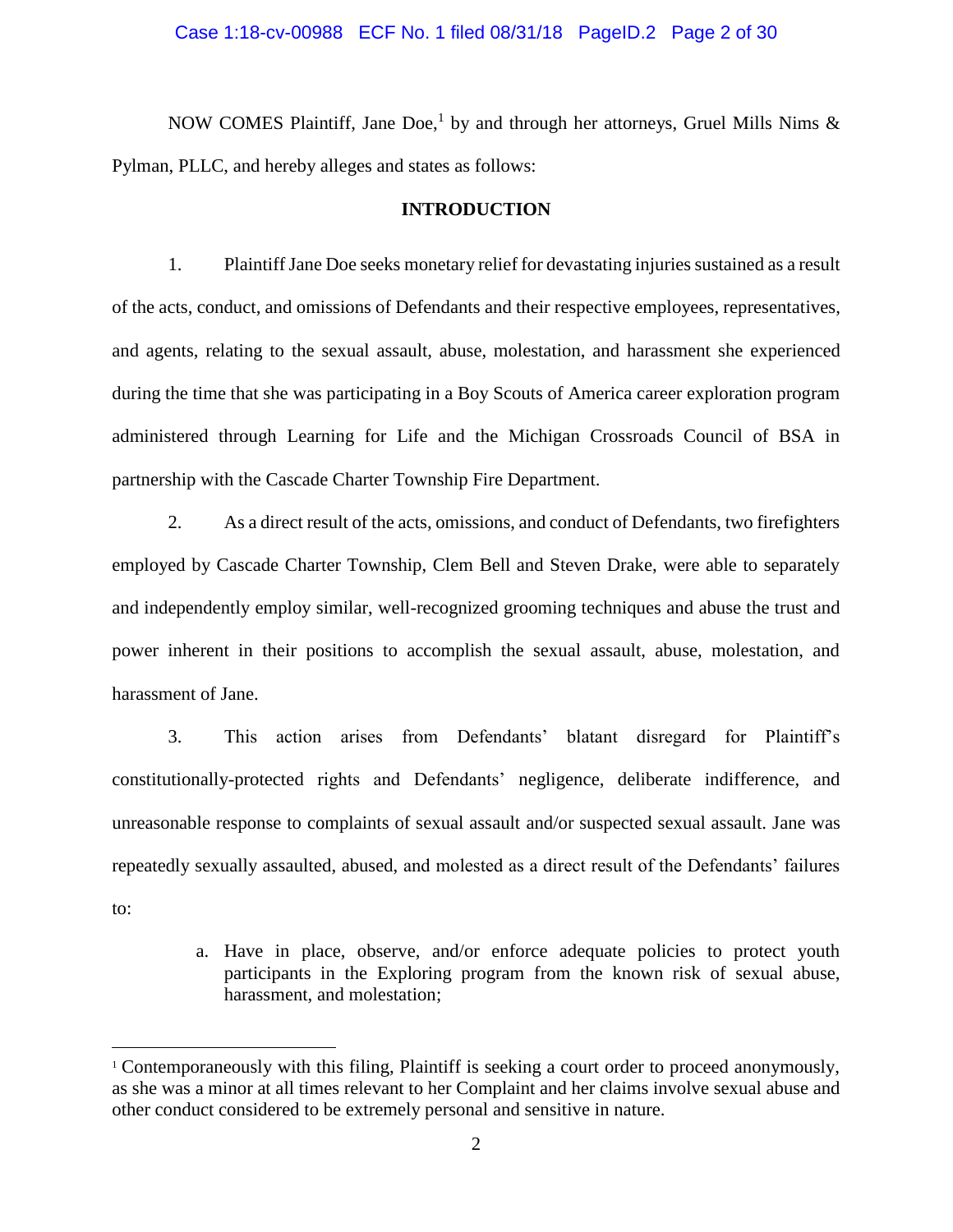NOW COMES Plaintiff, Jane Doe,[1] by and through her attorneys, Gruel Mills Nims & Pylman, PLLC, and hereby alleges and states as follows:

## INTRODUCTION

1. Plaintiff Jane Doe seeks monetary relief for devastating injuries sustained as a result of the acts, conduct, and omissions of Defendants and their respective employees, representatives, and agents, relating to the sexual assault, abuse, molestation, and harassment she experienced during the time that she was participating in a Boy Scouts of America career exploration program administered through Learning for Life and the Michigan Crossroads Council of BSA in partnership with the Cascade Charter Township Fire Department.

2. As a direct result of the acts, omissions, and conduct of Defendants, two firefighters employed by Cascade Charter Township, Clem Bell and Steven Drake, were able to separately and independently employ similar, well-recognized grooming techniques and abuse the trust and power inherent in their positions to accomplish the sexual assault, abuse, molestation, and harassment of Jane.

3. This action arises from Defendants' blatant disregard for Plaintiff's constitutionally-protected rights and Defendants' negligence, deliberate indifference, and unreasonable response to complaints of sexual assault and/or suspected sexual assault. Jane was repeatedly sexually assaulted, abused, and molested as a direct result of the Defendants' failures to:

   a. Have in place, observe, and/or enforce adequate policies to protect youth participants in the Exploring program from the known risk of sexual abuse, harassment, and molestation;

---

[1] Contemporaneously with this filing, Plaintiff is seeking a court order to proceed anonymously, as she was a minor at all times relevant to her Complaint and her claims involve sexual abuse and other conduct considered to be extremely personal and sensitive in nature.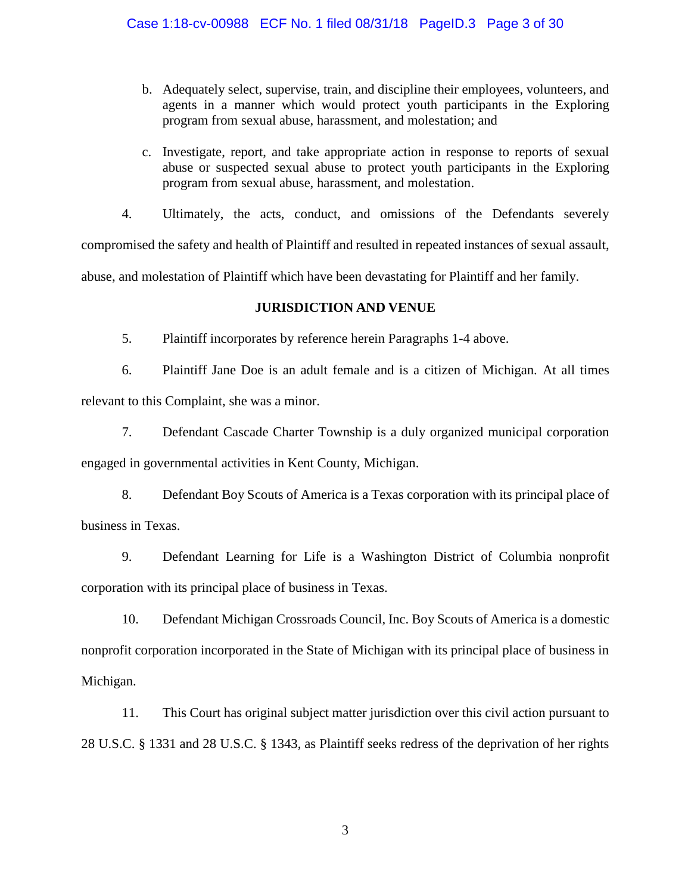b. Adequately select, supervise, train, and discipline their employees, volunteers, and agents in a manner which would protect youth participants in the Exploring program from sexual abuse, harassment, and molestation; and

c. Investigate, report, and take appropriate action in response to reports of sexual abuse or suspected sexual abuse to protect youth participants in the Exploring program from sexual abuse, harassment, and molestation.

4. Ultimately, the acts, conduct, and omissions of the Defendants severely compromised the safety and health of Plaintiff and resulted in repeated instances of sexual assault, abuse, and molestation of Plaintiff which have been devastating for Plaintiff and her family.

**JURISDICTION AND VENUE**

5. Plaintiff incorporates by reference herein Paragraphs 1-4 above.

6. Plaintiff Jane Doe is an adult female and is a citizen of Michigan. At all times relevant to this Complaint, she was a minor.

7. Defendant Cascade Charter Township is a duly organized municipal corporation engaged in governmental activities in Kent County, Michigan.

8. Defendant Boy Scouts of America is a Texas corporation with its principal place of business in Texas.

9. Defendant Learning for Life is a Washington District of Columbia nonprofit corporation with its principal place of business in Texas.

10. Defendant Michigan Crossroads Council, Inc. Boy Scouts of America is a domestic nonprofit corporation incorporated in the State of Michigan with its principal place of business in Michigan.

11. This Court has original subject matter jurisdiction over this civil action pursuant to 28 U.S.C. § 1331 and 28 U.S.C. § 1343, as Plaintiff seeks redress of the deprivation of her rights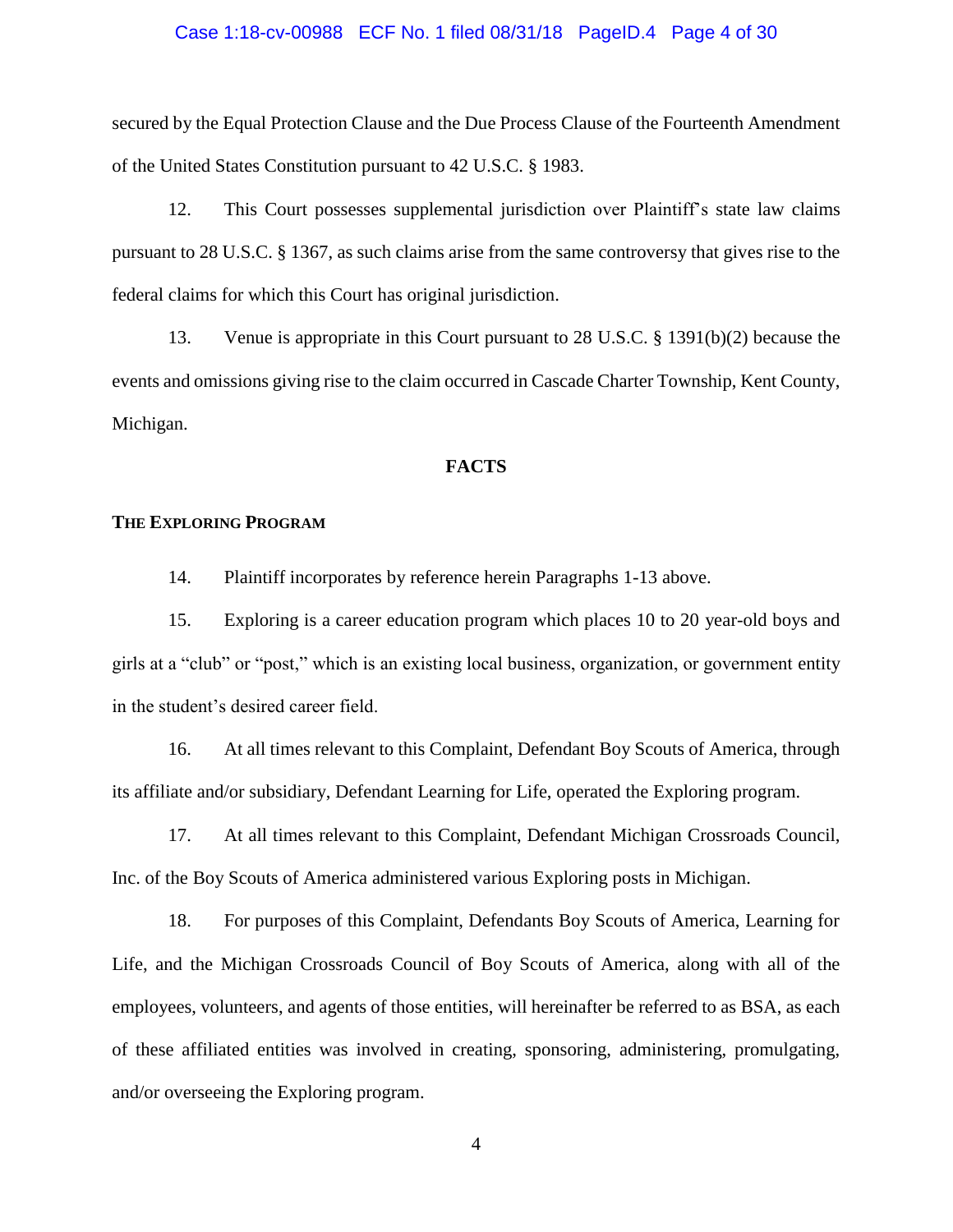secured by the Equal Protection Clause and the Due Process Clause of the Fourteenth Amendment of the United States Constitution pursuant to 42 U.S.C. § 1983.

12. This Court possesses supplemental jurisdiction over Plaintiff's state law claims pursuant to 28 U.S.C. § 1367, as such claims arise from the same controversy that gives rise to the federal claims for which this Court has original jurisdiction.

13. Venue is appropriate in this Court pursuant to 28 U.S.C. § 1391(b)(2) because the events and omissions giving rise to the claim occurred in Cascade Charter Township, Kent County, Michigan.

## FACTS

### THE EXPLORING PROGRAM

14. Plaintiff incorporates by reference herein Paragraphs 1-13 above.

15. Exploring is a career education program which places 10 to 20 year-old boys and girls at a "club" or "post," which is an existing local business, organization, or government entity in the student's desired career field.

16. At all times relevant to this Complaint, Defendant Boy Scouts of America, through its affiliate and/or subsidiary, Defendant Learning for Life, operated the Exploring program.

17. At all times relevant to this Complaint, Defendant Michigan Crossroads Council, Inc. of the Boy Scouts of America administered various Exploring posts in Michigan.

18. For purposes of this Complaint, Defendants Boy Scouts of America, Learning for Life, and the Michigan Crossroads Council of Boy Scouts of America, along with all of the employees, volunteers, and agents of those entities, will hereinafter be referred to as BSA, as each of these affiliated entities was involved in creating, sponsoring, administering, promulgating, and/or overseeing the Exploring program.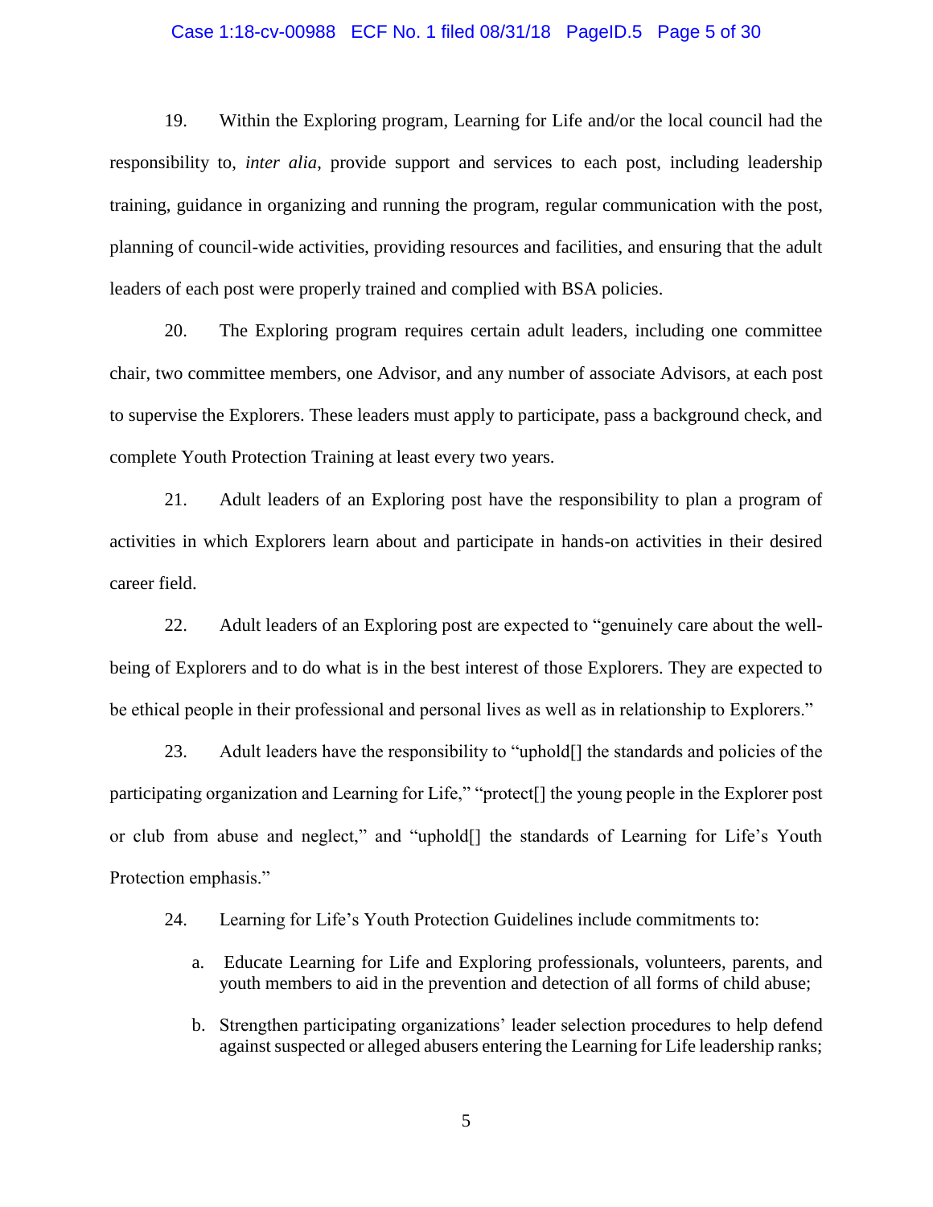19. Within the Exploring program, Learning for Life and/or the local council had the responsibility to, *inter alia*, provide support and services to each post, including leadership training, guidance in organizing and running the program, regular communication with the post, planning of council-wide activities, providing resources and facilities, and ensuring that the adult leaders of each post were properly trained and complied with BSA policies.

20. The Exploring program requires certain adult leaders, including one committee chair, two committee members, one Advisor, and any number of associate Advisors, at each post to supervise the Explorers. These leaders must apply to participate, pass a background check, and complete Youth Protection Training at least every two years.

21. Adult leaders of an Exploring post have the responsibility to plan a program of activities in which Explorers learn about and participate in hands-on activities in their desired career field.

22. Adult leaders of an Exploring post are expected to "genuinely care about the well-being of Explorers and to do what is in the best interest of those Explorers. They are expected to be ethical people in their professional and personal lives as well as in relationship to Explorers."

23. Adult leaders have the responsibility to "uphold[] the standards and policies of the participating organization and Learning for Life," "protect[] the young people in the Explorer post or club from abuse and neglect," and "uphold[] the standards of Learning for Life's Youth Protection emphasis."

24. Learning for Life's Youth Protection Guidelines include commitments to:

   a. Educate Learning for Life and Exploring professionals, volunteers, parents, and youth members to aid in the prevention and detection of all forms of child abuse;

   b. Strengthen participating organizations' leader selection procedures to help defend against suspected or alleged abusers entering the Learning for Life leadership ranks;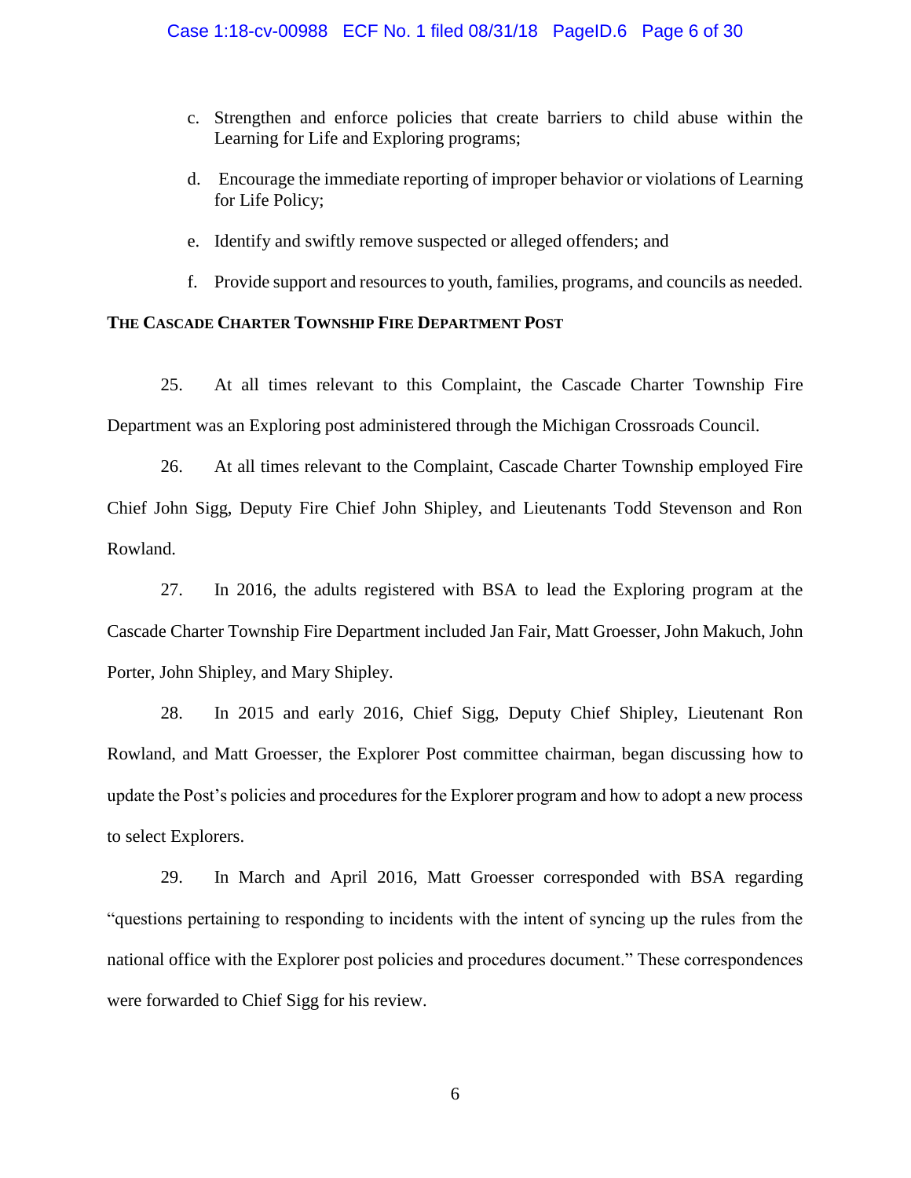c. Strengthen and enforce policies that create barriers to child abuse within the Learning for Life and Exploring programs;

d. Encourage the immediate reporting of improper behavior or violations of Learning for Life Policy;

e. Identify and swiftly remove suspected or alleged offenders; and

f. Provide support and resources to youth, families, programs, and councils as needed.

**THE CASCADE CHARTER TOWNSHIP FIRE DEPARTMENT POST**

25. At all times relevant to this Complaint, the Cascade Charter Township Fire Department was an Exploring post administered through the Michigan Crossroads Council.

26. At all times relevant to the Complaint, Cascade Charter Township employed Fire Chief John Sigg, Deputy Fire Chief John Shipley, and Lieutenants Todd Stevenson and Ron Rowland.

27. In 2016, the adults registered with BSA to lead the Exploring program at the Cascade Charter Township Fire Department included Jan Fair, Matt Groesser, John Makuch, John Porter, John Shipley, and Mary Shipley.

28. In 2015 and early 2016, Chief Sigg, Deputy Chief Shipley, Lieutenant Ron Rowland, and Matt Groesser, the Explorer Post committee chairman, began discussing how to update the Post's policies and procedures for the Explorer program and how to adopt a new process to select Explorers.

29. In March and April 2016, Matt Groesser corresponded with BSA regarding "questions pertaining to responding to incidents with the intent of syncing up the rules from the national office with the Explorer post policies and procedures document." These correspondences were forwarded to Chief Sigg for his review.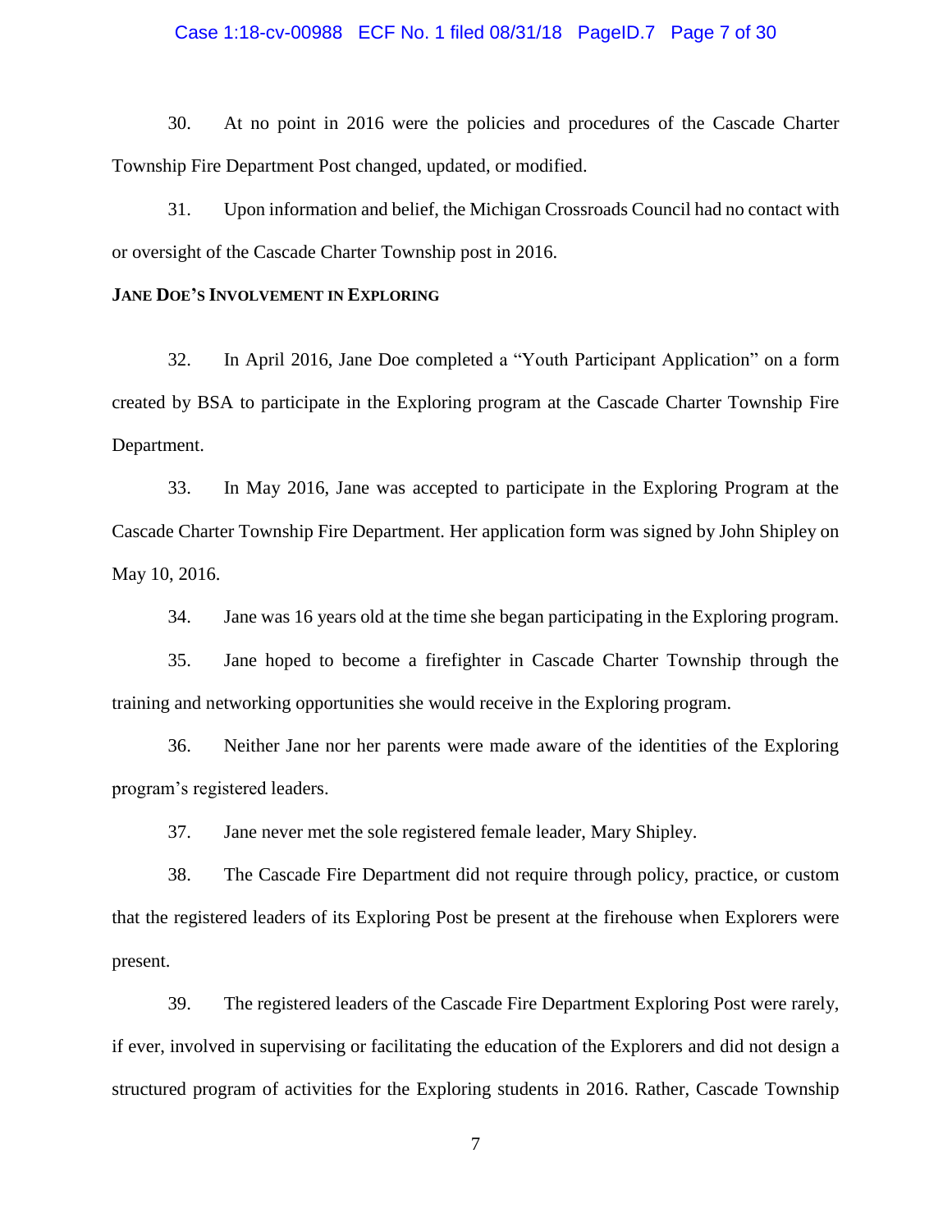30. At no point in 2016 were the policies and procedures of the Cascade Charter Township Fire Department Post changed, updated, or modified.

31. Upon information and belief, the Michigan Crossroads Council had no contact with or oversight of the Cascade Charter Township post in 2016.

**JANE DOE'S INVOLVEMENT IN EXPLORING**

32. In April 2016, Jane Doe completed a "Youth Participant Application" on a form created by BSA to participate in the Exploring program at the Cascade Charter Township Fire Department.

33. In May 2016, Jane was accepted to participate in the Exploring Program at the Cascade Charter Township Fire Department. Her application form was signed by John Shipley on May 10, 2016.

34. Jane was 16 years old at the time she began participating in the Exploring program.

35. Jane hoped to become a firefighter in Cascade Charter Township through the training and networking opportunities she would receive in the Exploring program.

36. Neither Jane nor her parents were made aware of the identities of the Exploring program's registered leaders.

37. Jane never met the sole registered female leader, Mary Shipley.

38. The Cascade Fire Department did not require through policy, practice, or custom that the registered leaders of its Exploring Post be present at the firehouse when Explorers were present.

39. The registered leaders of the Cascade Fire Department Exploring Post were rarely, if ever, involved in supervising or facilitating the education of the Explorers and did not design a structured program of activities for the Exploring students in 2016. Rather, Cascade Township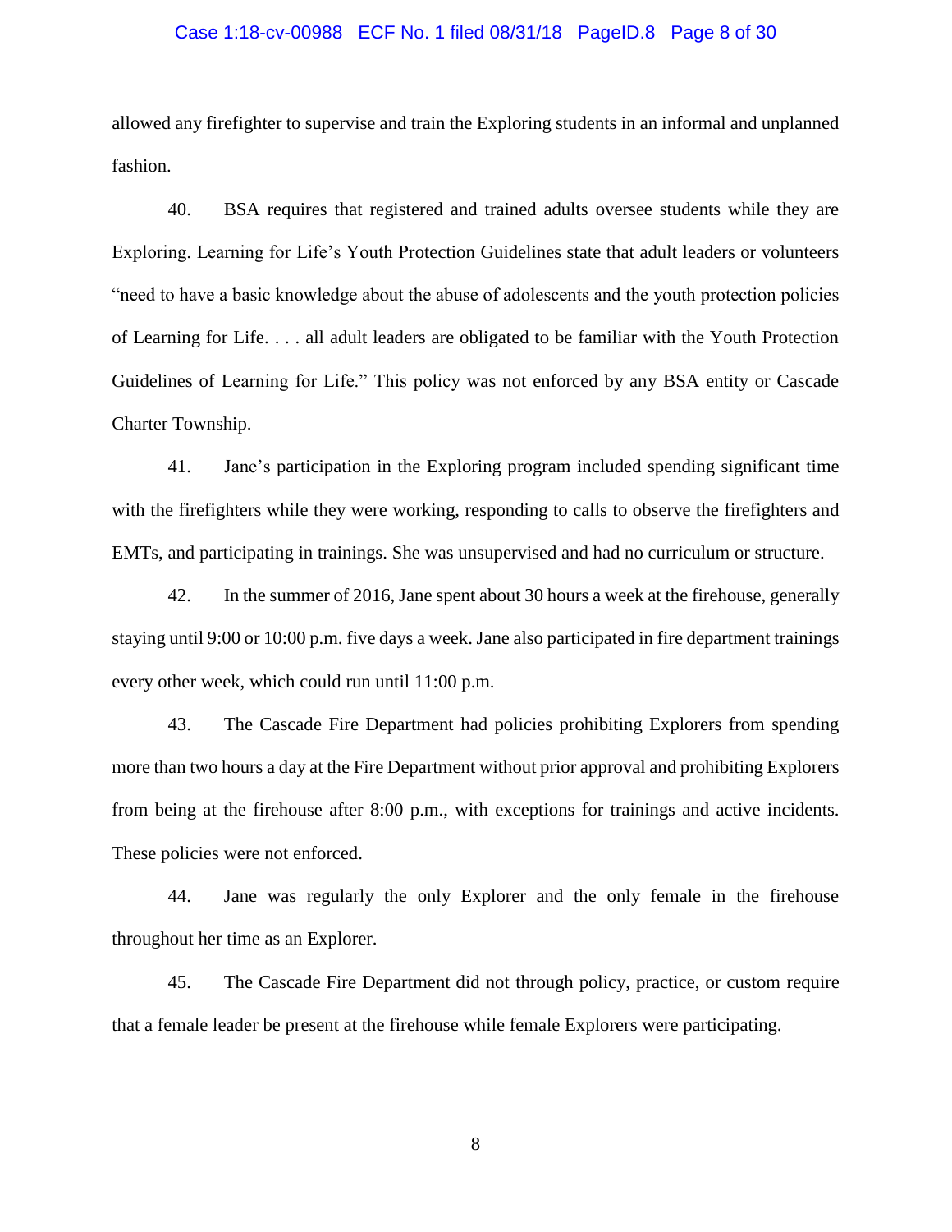allowed any firefighter to supervise and train the Exploring students in an informal and unplanned fashion.

40. BSA requires that registered and trained adults oversee students while they are Exploring. Learning for Life's Youth Protection Guidelines state that adult leaders or volunteers "need to have a basic knowledge about the abuse of adolescents and the youth protection policies of Learning for Life. . . . all adult leaders are obligated to be familiar with the Youth Protection Guidelines of Learning for Life." This policy was not enforced by any BSA entity or Cascade Charter Township.

41. Jane's participation in the Exploring program included spending significant time with the firefighters while they were working, responding to calls to observe the firefighters and EMTs, and participating in trainings. She was unsupervised and had no curriculum or structure.

42. In the summer of 2016, Jane spent about 30 hours a week at the firehouse, generally staying until 9:00 or 10:00 p.m. five days a week. Jane also participated in fire department trainings every other week, which could run until 11:00 p.m.

43. The Cascade Fire Department had policies prohibiting Explorers from spending more than two hours a day at the Fire Department without prior approval and prohibiting Explorers from being at the firehouse after 8:00 p.m., with exceptions for trainings and active incidents. These policies were not enforced.

44. Jane was regularly the only Explorer and the only female in the firehouse throughout her time as an Explorer.

45. The Cascade Fire Department did not through policy, practice, or custom require that a female leader be present at the firehouse while female Explorers were participating.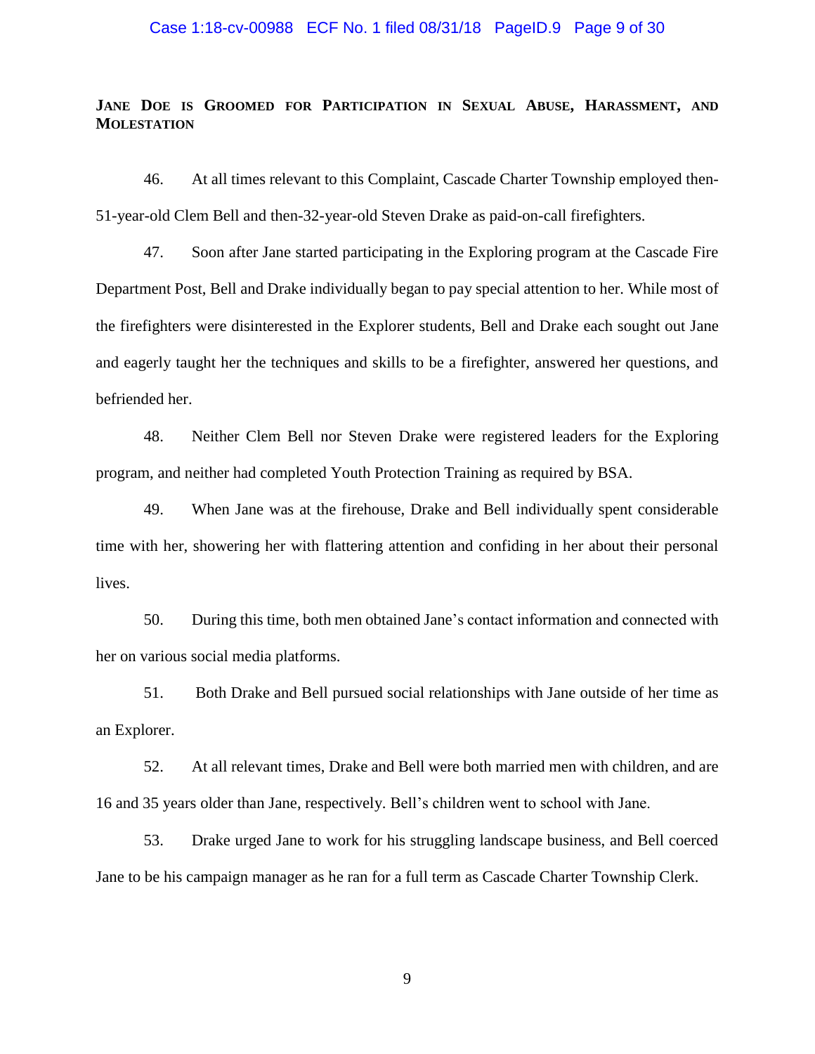**JANE DOE IS GROOMED FOR PARTICIPATION IN SEXUAL ABUSE, HARASSMENT, AND MOLESTATION**

46. At all times relevant to this Complaint, Cascade Charter Township employed then-51-year-old Clem Bell and then-32-year-old Steven Drake as paid-on-call firefighters.

47. Soon after Jane started participating in the Exploring program at the Cascade Fire Department Post, Bell and Drake individually began to pay special attention to her. While most of the firefighters were disinterested in the Explorer students, Bell and Drake each sought out Jane and eagerly taught her the techniques and skills to be a firefighter, answered her questions, and befriended her.

48. Neither Clem Bell nor Steven Drake were registered leaders for the Exploring program, and neither had completed Youth Protection Training as required by BSA.

49. When Jane was at the firehouse, Drake and Bell individually spent considerable time with her, showering her with flattering attention and confiding in her about their personal lives.

50. During this time, both men obtained Jane's contact information and connected with her on various social media platforms.

51. Both Drake and Bell pursued social relationships with Jane outside of her time as an Explorer.

52. At all relevant times, Drake and Bell were both married men with children, and are 16 and 35 years older than Jane, respectively. Bell's children went to school with Jane.

53. Drake urged Jane to work for his struggling landscape business, and Bell coerced Jane to be his campaign manager as he ran for a full term as Cascade Charter Township Clerk.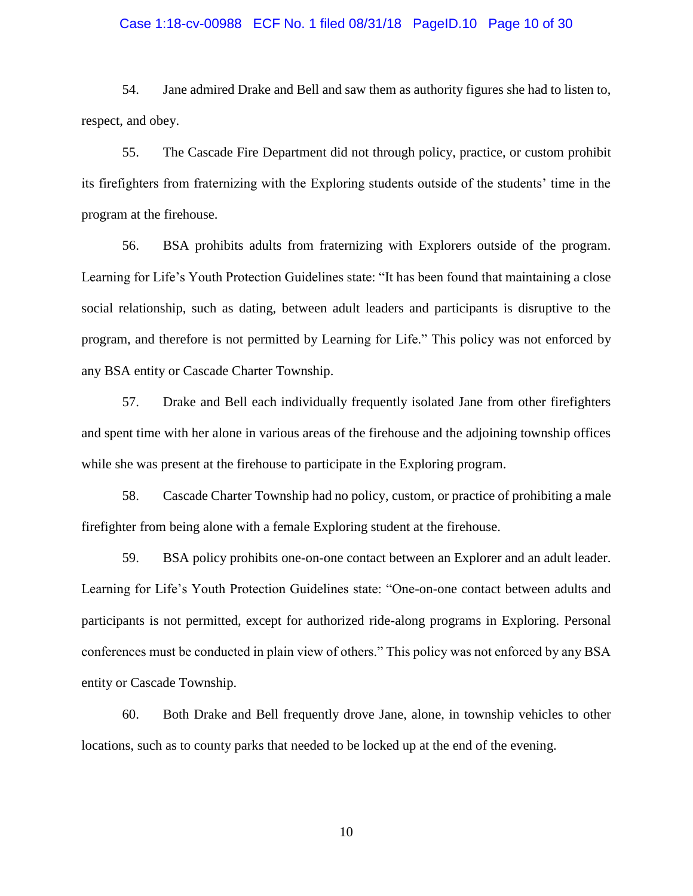54. Jane admired Drake and Bell and saw them as authority figures she had to listen to, respect, and obey.

55. The Cascade Fire Department did not through policy, practice, or custom prohibit its firefighters from fraternizing with the Exploring students outside of the students' time in the program at the firehouse.

56. BSA prohibits adults from fraternizing with Explorers outside of the program. Learning for Life's Youth Protection Guidelines state: "It has been found that maintaining a close social relationship, such as dating, between adult leaders and participants is disruptive to the program, and therefore is not permitted by Learning for Life." This policy was not enforced by any BSA entity or Cascade Charter Township.

57. Drake and Bell each individually frequently isolated Jane from other firefighters and spent time with her alone in various areas of the firehouse and the adjoining township offices while she was present at the firehouse to participate in the Exploring program.

58. Cascade Charter Township had no policy, custom, or practice of prohibiting a male firefighter from being alone with a female Exploring student at the firehouse.

59. BSA policy prohibits one-on-one contact between an Explorer and an adult leader. Learning for Life's Youth Protection Guidelines state: "One-on-one contact between adults and participants is not permitted, except for authorized ride-along programs in Exploring. Personal conferences must be conducted in plain view of others." This policy was not enforced by any BSA entity or Cascade Township.

60. Both Drake and Bell frequently drove Jane, alone, in township vehicles to other locations, such as to county parks that needed to be locked up at the end of the evening.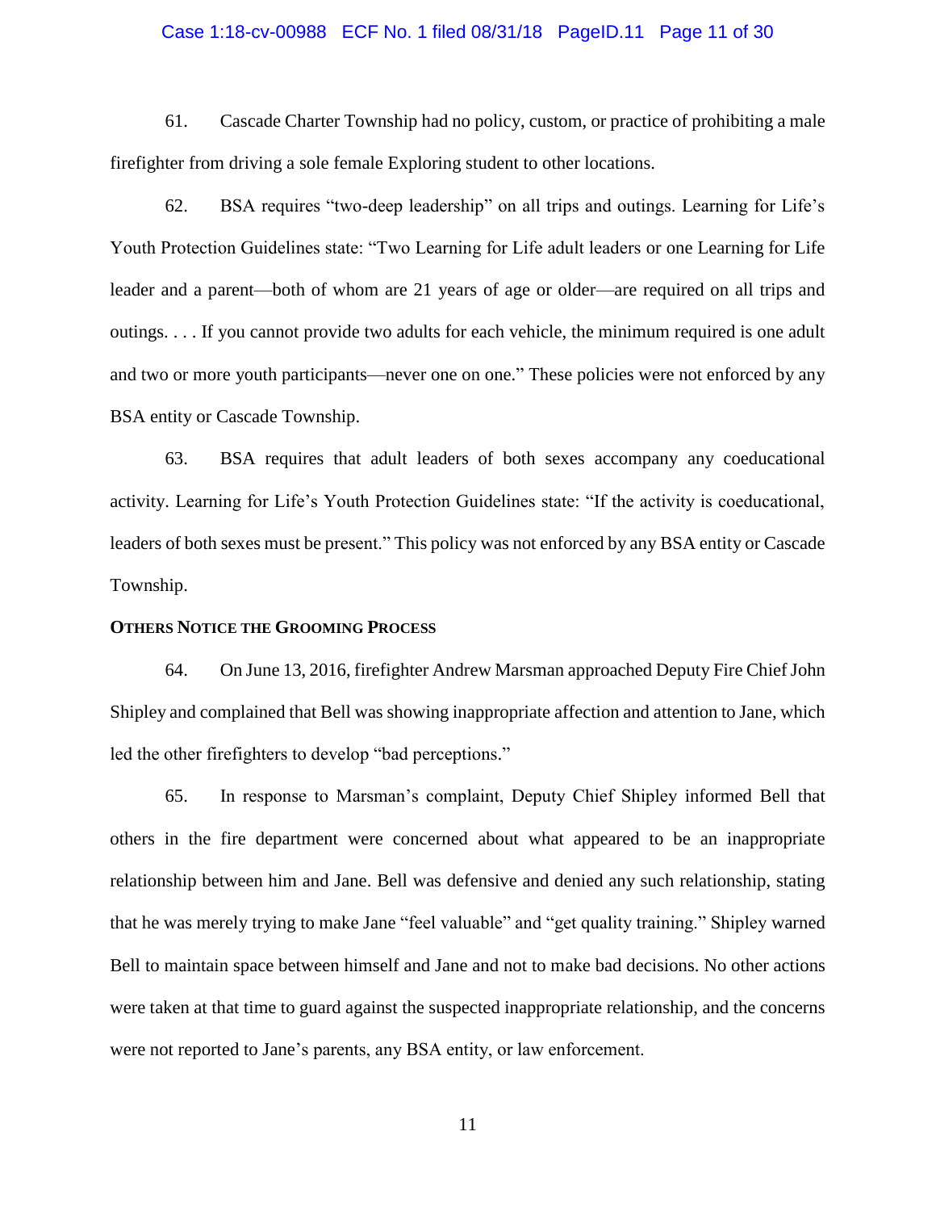61. Cascade Charter Township had no policy, custom, or practice of prohibiting a male firefighter from driving a sole female Exploring student to other locations.

62. BSA requires "two-deep leadership" on all trips and outings. Learning for Life's Youth Protection Guidelines state: "Two Learning for Life adult leaders or one Learning for Life leader and a parent—both of whom are 21 years of age or older—are required on all trips and outings. . . . If you cannot provide two adults for each vehicle, the minimum required is one adult and two or more youth participants—never one on one." These policies were not enforced by any BSA entity or Cascade Township.

63. BSA requires that adult leaders of both sexes accompany any coeducational activity. Learning for Life's Youth Protection Guidelines state: "If the activity is coeducational, leaders of both sexes must be present." This policy was not enforced by any BSA entity or Cascade Township.

**OTHERS NOTICE THE GROOMING PROCESS**

64. On June 13, 2016, firefighter Andrew Marsman approached Deputy Fire Chief John Shipley and complained that Bell was showing inappropriate affection and attention to Jane, which led the other firefighters to develop "bad perceptions."

65. In response to Marsman's complaint, Deputy Chief Shipley informed Bell that others in the fire department were concerned about what appeared to be an inappropriate relationship between him and Jane. Bell was defensive and denied any such relationship, stating that he was merely trying to make Jane "feel valuable" and "get quality training." Shipley warned Bell to maintain space between himself and Jane and not to make bad decisions. No other actions were taken at that time to guard against the suspected inappropriate relationship, and the concerns were not reported to Jane's parents, any BSA entity, or law enforcement.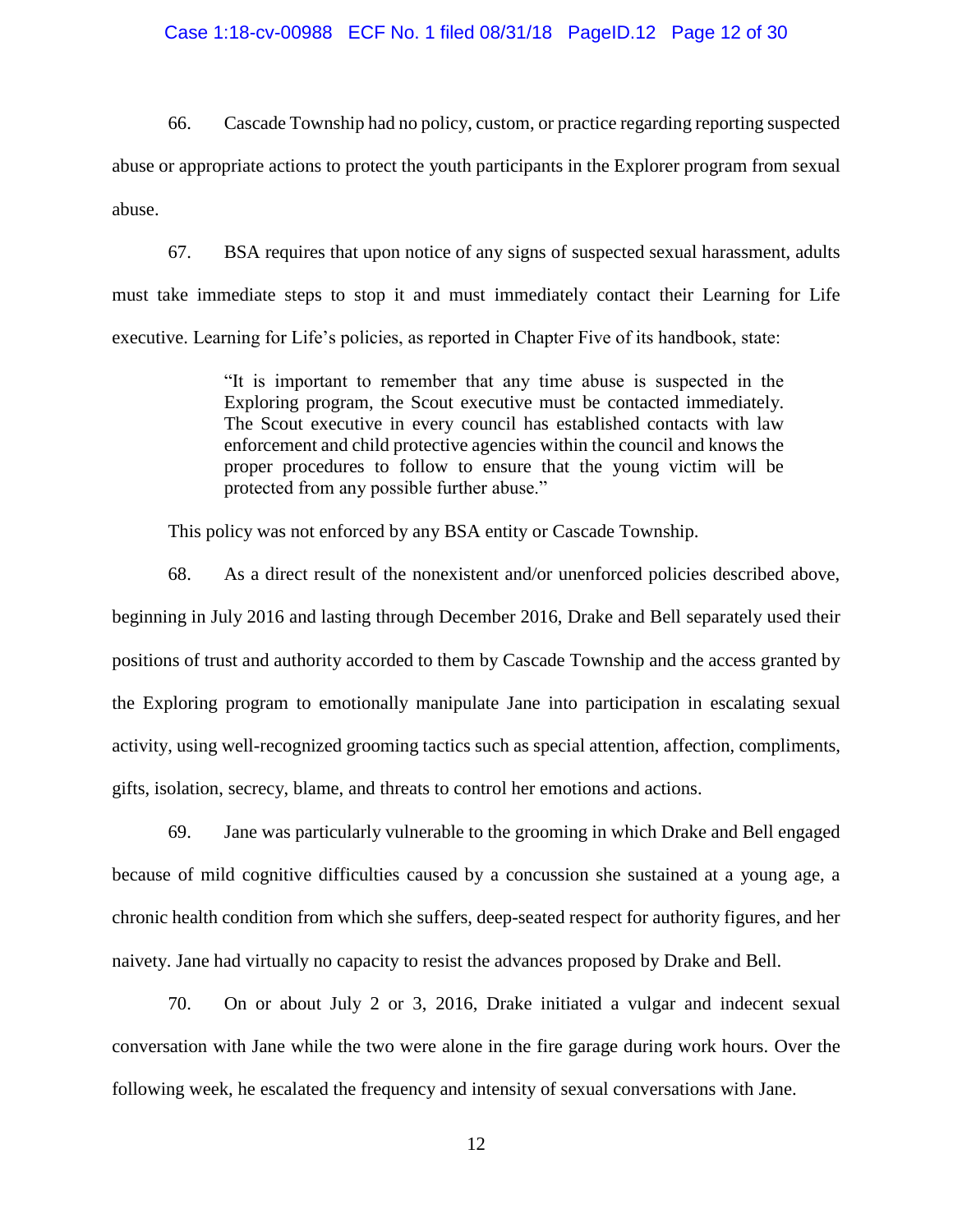66. Cascade Township had no policy, custom, or practice regarding reporting suspected abuse or appropriate actions to protect the youth participants in the Explorer program from sexual abuse.

67. BSA requires that upon notice of any signs of suspected sexual harassment, adults must take immediate steps to stop it and must immediately contact their Learning for Life executive. Learning for Life's policies, as reported in Chapter Five of its handbook, state:

> "It is important to remember that any time abuse is suspected in the Exploring program, the Scout executive must be contacted immediately. The Scout executive in every council has established contacts with law enforcement and child protective agencies within the council and knows the proper procedures to follow to ensure that the young victim will be protected from any possible further abuse."

This policy was not enforced by any BSA entity or Cascade Township.

68. As a direct result of the nonexistent and/or unenforced policies described above, beginning in July 2016 and lasting through December 2016, Drake and Bell separately used their positions of trust and authority accorded to them by Cascade Township and the access granted by the Exploring program to emotionally manipulate Jane into participation in escalating sexual activity, using well-recognized grooming tactics such as special attention, affection, compliments, gifts, isolation, secrecy, blame, and threats to control her emotions and actions.

69. Jane was particularly vulnerable to the grooming in which Drake and Bell engaged because of mild cognitive difficulties caused by a concussion she sustained at a young age, a chronic health condition from which she suffers, deep-seated respect for authority figures, and her naivety. Jane had virtually no capacity to resist the advances proposed by Drake and Bell.

70. On or about July 2 or 3, 2016, Drake initiated a vulgar and indecent sexual conversation with Jane while the two were alone in the fire garage during work hours. Over the following week, he escalated the frequency and intensity of sexual conversations with Jane.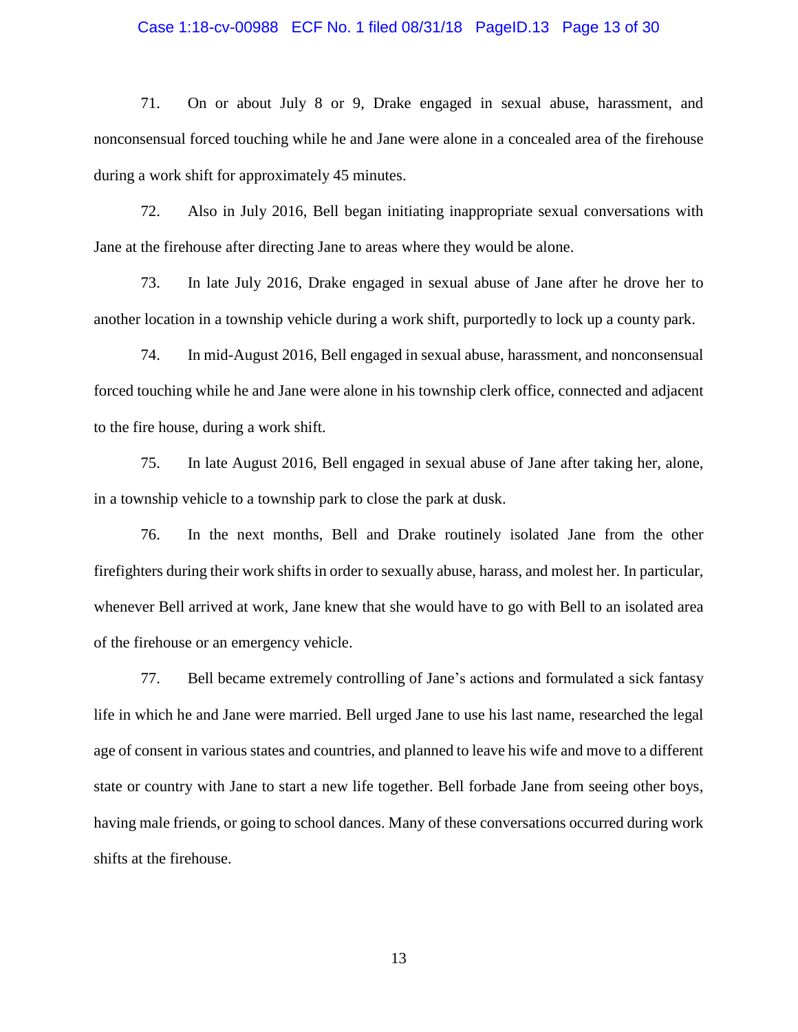71. On or about July 8 or 9, Drake engaged in sexual abuse, harassment, and nonconsensual forced touching while he and Jane were alone in a concealed area of the firehouse during a work shift for approximately 45 minutes.

72. Also in July 2016, Bell began initiating inappropriate sexual conversations with Jane at the firehouse after directing Jane to areas where they would be alone.

73. In late July 2016, Drake engaged in sexual abuse of Jane after he drove her to another location in a township vehicle during a work shift, purportedly to lock up a county park.

74. In mid-August 2016, Bell engaged in sexual abuse, harassment, and nonconsensual forced touching while he and Jane were alone in his township clerk office, connected and adjacent to the fire house, during a work shift.

75. In late August 2016, Bell engaged in sexual abuse of Jane after taking her, alone, in a township vehicle to a township park to close the park at dusk.

76. In the next months, Bell and Drake routinely isolated Jane from the other firefighters during their work shifts in order to sexually abuse, harass, and molest her. In particular, whenever Bell arrived at work, Jane knew that she would have to go with Bell to an isolated area of the firehouse or an emergency vehicle.

77. Bell became extremely controlling of Jane's actions and formulated a sick fantasy life in which he and Jane were married. Bell urged Jane to use his last name, researched the legal age of consent in various states and countries, and planned to leave his wife and move to a different state or country with Jane to start a new life together. Bell forbade Jane from seeing other boys, having male friends, or going to school dances. Many of these conversations occurred during work shifts at the firehouse.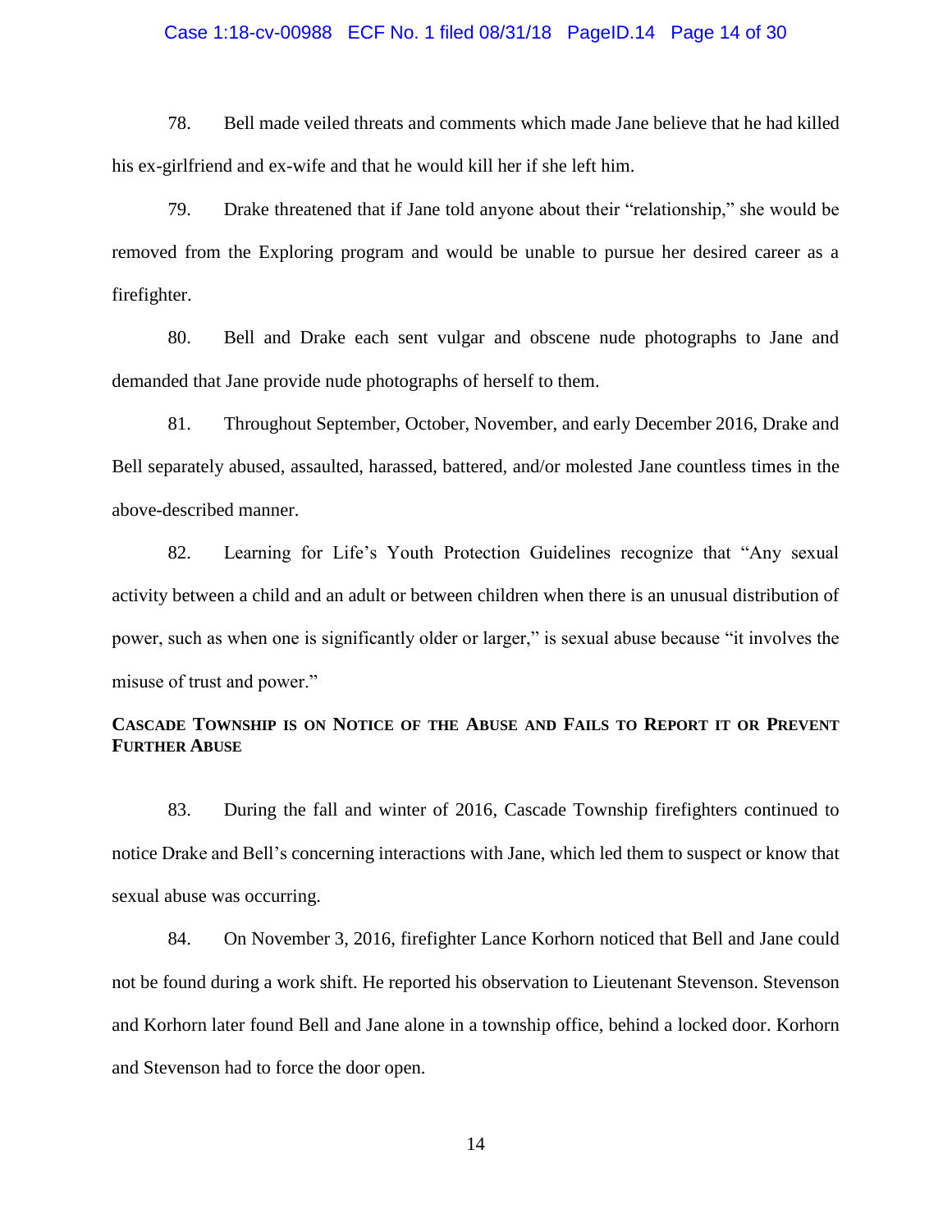78. Bell made veiled threats and comments which made Jane believe that he had killed his ex-girlfriend and ex-wife and that he would kill her if she left him.

79. Drake threatened that if Jane told anyone about their "relationship," she would be removed from the Exploring program and would be unable to pursue her desired career as a firefighter.

80. Bell and Drake each sent vulgar and obscene nude photographs to Jane and demanded that Jane provide nude photographs of herself to them.

81. Throughout September, October, November, and early December 2016, Drake and Bell separately abused, assaulted, harassed, battered, and/or molested Jane countless times in the above-described manner.

82. Learning for Life's Youth Protection Guidelines recognize that "Any sexual activity between a child and an adult or between children when there is an unusual distribution of power, such as when one is significantly older or larger," is sexual abuse because "it involves the misuse of trust and power."

**CASCADE TOWNSHIP IS ON NOTICE OF THE ABUSE AND FAILS TO REPORT IT OR PREVENT FURTHER ABUSE**

83. During the fall and winter of 2016, Cascade Township firefighters continued to notice Drake and Bell's concerning interactions with Jane, which led them to suspect or know that sexual abuse was occurring.

84. On November 3, 2016, firefighter Lance Korhorn noticed that Bell and Jane could not be found during a work shift. He reported his observation to Lieutenant Stevenson. Stevenson and Korhorn later found Bell and Jane alone in a township office, behind a locked door. Korhorn and Stevenson had to force the door open.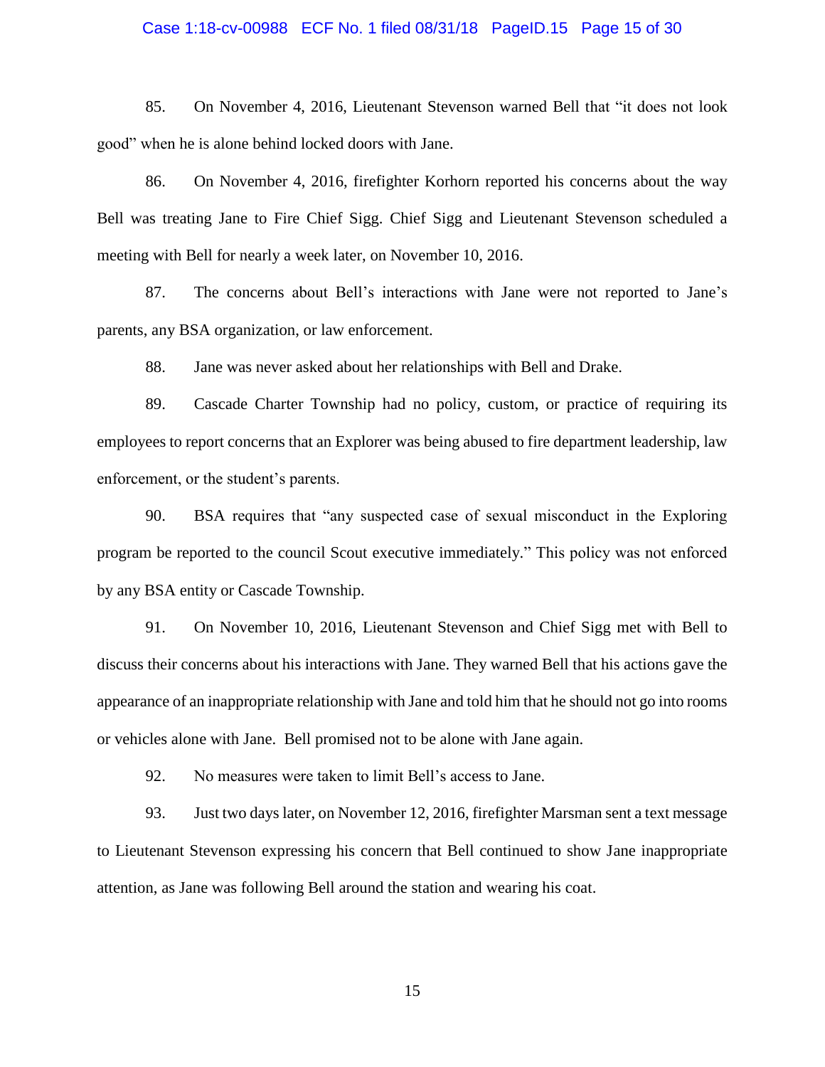85. On November 4, 2016, Lieutenant Stevenson warned Bell that "it does not look good" when he is alone behind locked doors with Jane.

86. On November 4, 2016, firefighter Korhorn reported his concerns about the way Bell was treating Jane to Fire Chief Sigg. Chief Sigg and Lieutenant Stevenson scheduled a meeting with Bell for nearly a week later, on November 10, 2016.

87. The concerns about Bell's interactions with Jane were not reported to Jane's parents, any BSA organization, or law enforcement.

88. Jane was never asked about her relationships with Bell and Drake.

89. Cascade Charter Township had no policy, custom, or practice of requiring its employees to report concerns that an Explorer was being abused to fire department leadership, law enforcement, or the student's parents.

90. BSA requires that "any suspected case of sexual misconduct in the Exploring program be reported to the council Scout executive immediately." This policy was not enforced by any BSA entity or Cascade Township.

91. On November 10, 2016, Lieutenant Stevenson and Chief Sigg met with Bell to discuss their concerns about his interactions with Jane. They warned Bell that his actions gave the appearance of an inappropriate relationship with Jane and told him that he should not go into rooms or vehicles alone with Jane. Bell promised not to be alone with Jane again.

92. No measures were taken to limit Bell's access to Jane.

93. Just two days later, on November 12, 2016, firefighter Marsman sent a text message to Lieutenant Stevenson expressing his concern that Bell continued to show Jane inappropriate attention, as Jane was following Bell around the station and wearing his coat.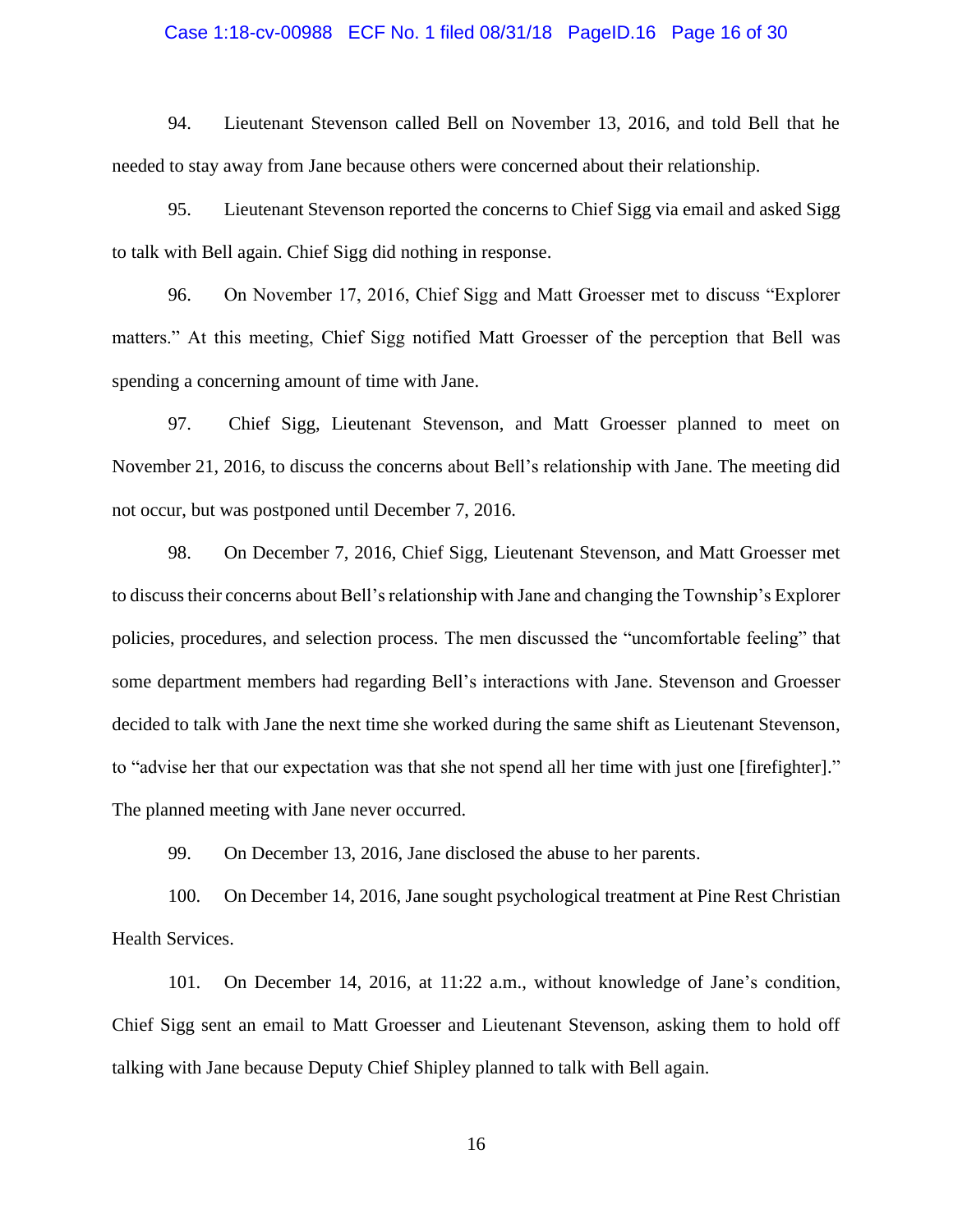94. Lieutenant Stevenson called Bell on November 13, 2016, and told Bell that he needed to stay away from Jane because others were concerned about their relationship.

95. Lieutenant Stevenson reported the concerns to Chief Sigg via email and asked Sigg to talk with Bell again. Chief Sigg did nothing in response.

96. On November 17, 2016, Chief Sigg and Matt Groesser met to discuss "Explorer matters." At this meeting, Chief Sigg notified Matt Groesser of the perception that Bell was spending a concerning amount of time with Jane.

97. Chief Sigg, Lieutenant Stevenson, and Matt Groesser planned to meet on November 21, 2016, to discuss the concerns about Bell's relationship with Jane. The meeting did not occur, but was postponed until December 7, 2016.

98. On December 7, 2016, Chief Sigg, Lieutenant Stevenson, and Matt Groesser met to discuss their concerns about Bell's relationship with Jane and changing the Township's Explorer policies, procedures, and selection process. The men discussed the "uncomfortable feeling" that some department members had regarding Bell's interactions with Jane. Stevenson and Groesser decided to talk with Jane the next time she worked during the same shift as Lieutenant Stevenson, to "advise her that our expectation was that she not spend all her time with just one [firefighter]." The planned meeting with Jane never occurred.

99. On December 13, 2016, Jane disclosed the abuse to her parents.

100. On December 14, 2016, Jane sought psychological treatment at Pine Rest Christian Health Services.

101. On December 14, 2016, at 11:22 a.m., without knowledge of Jane's condition, Chief Sigg sent an email to Matt Groesser and Lieutenant Stevenson, asking them to hold off talking with Jane because Deputy Chief Shipley planned to talk with Bell again.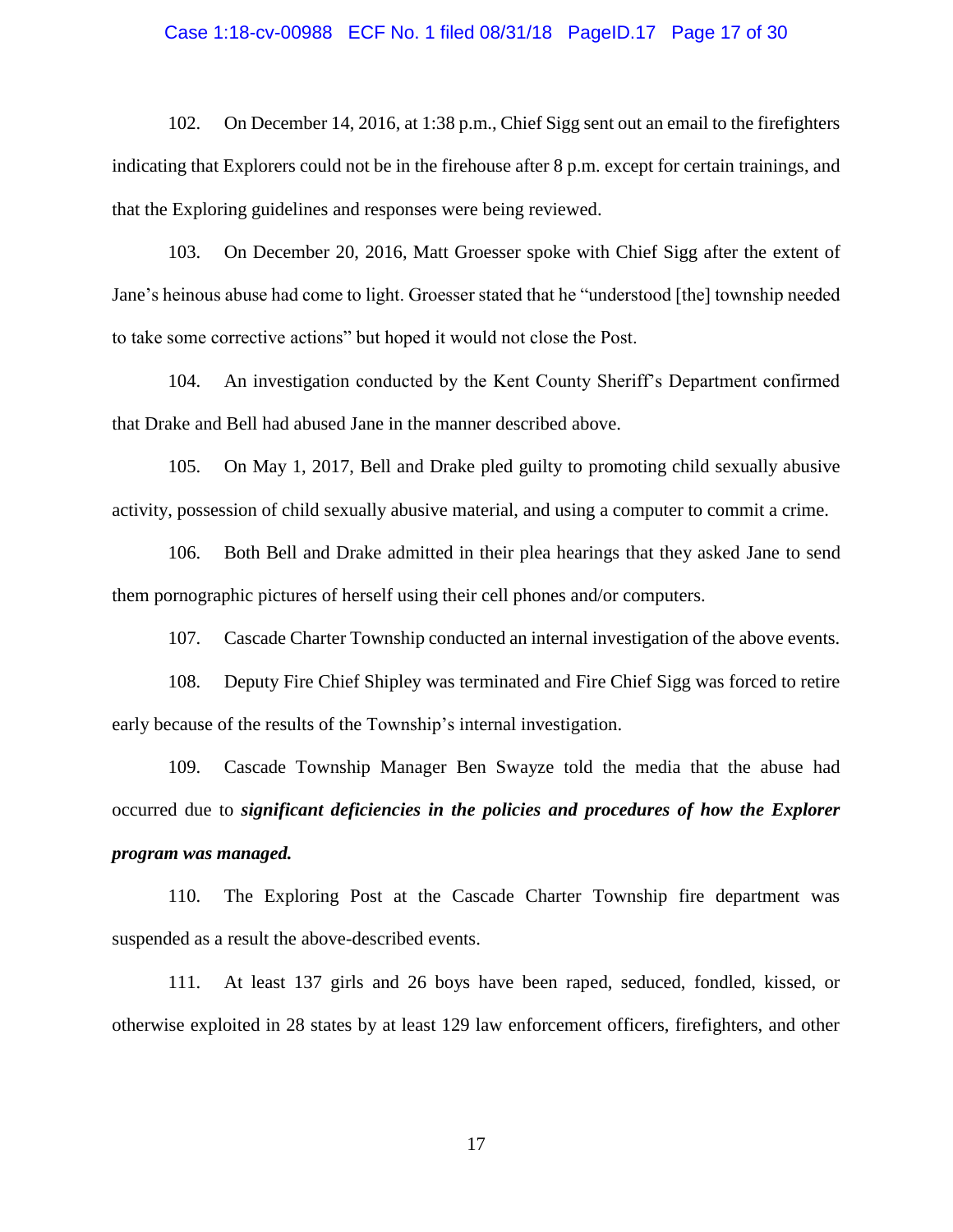102. On December 14, 2016, at 1:38 p.m., Chief Sigg sent out an email to the firefighters indicating that Explorers could not be in the firehouse after 8 p.m. except for certain trainings, and that the Exploring guidelines and responses were being reviewed.

103. On December 20, 2016, Matt Groesser spoke with Chief Sigg after the extent of Jane's heinous abuse had come to light. Groesser stated that he "understood [the] township needed to take some corrective actions" but hoped it would not close the Post.

104. An investigation conducted by the Kent County Sheriff's Department confirmed that Drake and Bell had abused Jane in the manner described above.

105. On May 1, 2017, Bell and Drake pled guilty to promoting child sexually abusive activity, possession of child sexually abusive material, and using a computer to commit a crime.

106. Both Bell and Drake admitted in their plea hearings that they asked Jane to send them pornographic pictures of herself using their cell phones and/or computers.

107. Cascade Charter Township conducted an internal investigation of the above events.

108. Deputy Fire Chief Shipley was terminated and Fire Chief Sigg was forced to retire early because of the results of the Township's internal investigation.

109. Cascade Township Manager Ben Swayze told the media that the abuse had occurred due to ***significant deficiencies in the policies and procedures of how the Explorer program was managed.***

110. The Exploring Post at the Cascade Charter Township fire department was suspended as a result the above-described events.

111. At least 137 girls and 26 boys have been raped, seduced, fondled, kissed, or otherwise exploited in 28 states by at least 129 law enforcement officers, firefighters, and other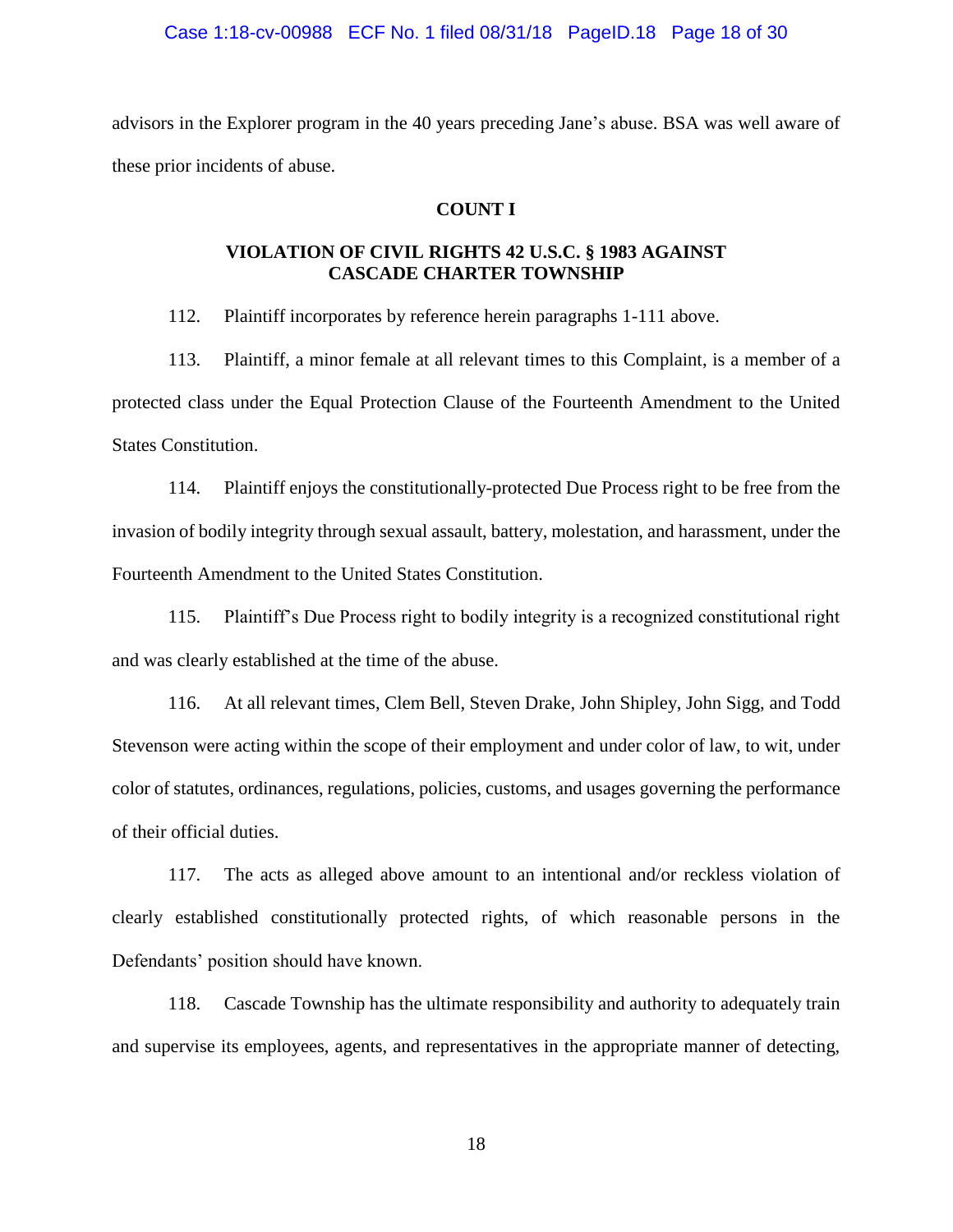advisors in the Explorer program in the 40 years preceding Jane's abuse. BSA was well aware of these prior incidents of abuse.

## COUNT I

### VIOLATION OF CIVIL RIGHTS 42 U.S.C. § 1983 AGAINST CASCADE CHARTER TOWNSHIP

112. Plaintiff incorporates by reference herein paragraphs 1-111 above.

113. Plaintiff, a minor female at all relevant times to this Complaint, is a member of a protected class under the Equal Protection Clause of the Fourteenth Amendment to the United States Constitution.

114. Plaintiff enjoys the constitutionally-protected Due Process right to be free from the invasion of bodily integrity through sexual assault, battery, molestation, and harassment, under the Fourteenth Amendment to the United States Constitution.

115. Plaintiff's Due Process right to bodily integrity is a recognized constitutional right and was clearly established at the time of the abuse.

116. At all relevant times, Clem Bell, Steven Drake, John Shipley, John Sigg, and Todd Stevenson were acting within the scope of their employment and under color of law, to wit, under color of statutes, ordinances, regulations, policies, customs, and usages governing the performance of their official duties.

117. The acts as alleged above amount to an intentional and/or reckless violation of clearly established constitutionally protected rights, of which reasonable persons in the Defendants' position should have known.

118. Cascade Township has the ultimate responsibility and authority to adequately train and supervise its employees, agents, and representatives in the appropriate manner of detecting,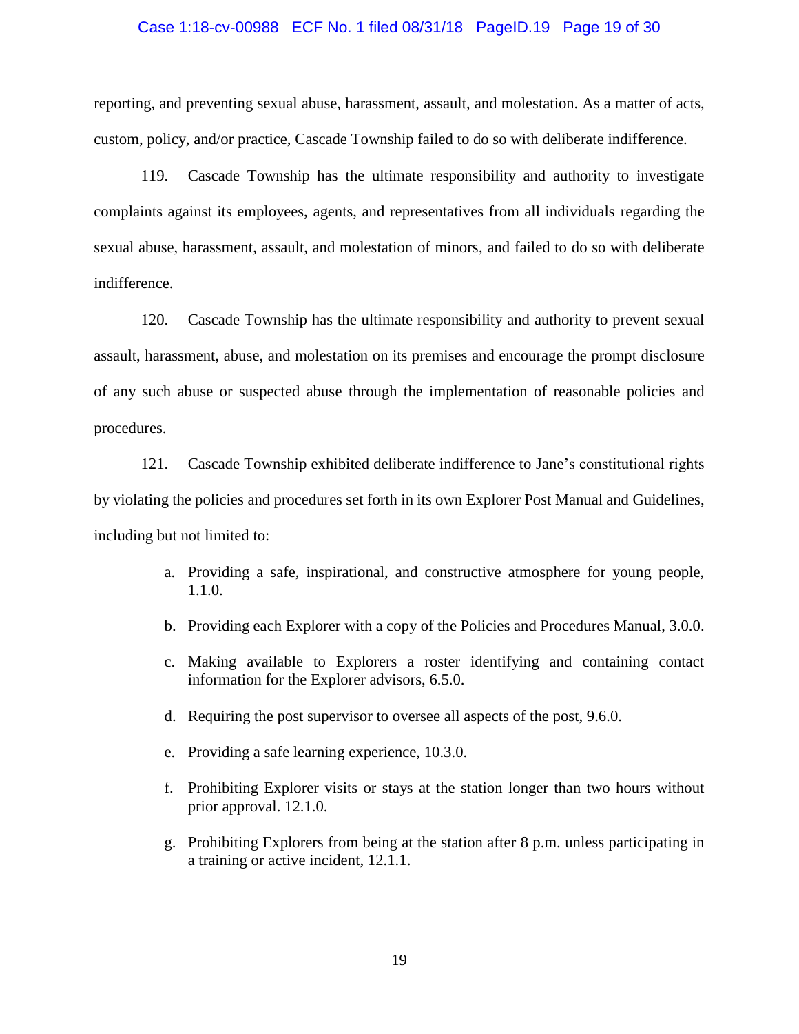reporting, and preventing sexual abuse, harassment, assault, and molestation. As a matter of acts, custom, policy, and/or practice, Cascade Township failed to do so with deliberate indifference.

119. Cascade Township has the ultimate responsibility and authority to investigate complaints against its employees, agents, and representatives from all individuals regarding the sexual abuse, harassment, assault, and molestation of minors, and failed to do so with deliberate indifference.

120. Cascade Township has the ultimate responsibility and authority to prevent sexual assault, harassment, abuse, and molestation on its premises and encourage the prompt disclosure of any such abuse or suspected abuse through the implementation of reasonable policies and procedures.

121. Cascade Township exhibited deliberate indifference to Jane's constitutional rights by violating the policies and procedures set forth in its own Explorer Post Manual and Guidelines, including but not limited to:

a. Providing a safe, inspirational, and constructive atmosphere for young people, 1.1.0.

b. Providing each Explorer with a copy of the Policies and Procedures Manual, 3.0.0.

c. Making available to Explorers a roster identifying and containing contact information for the Explorer advisors, 6.5.0.

d. Requiring the post supervisor to oversee all aspects of the post, 9.6.0.

e. Providing a safe learning experience, 10.3.0.

f. Prohibiting Explorer visits or stays at the station longer than two hours without prior approval. 12.1.0.

g. Prohibiting Explorers from being at the station after 8 p.m. unless participating in a training or active incident, 12.1.1.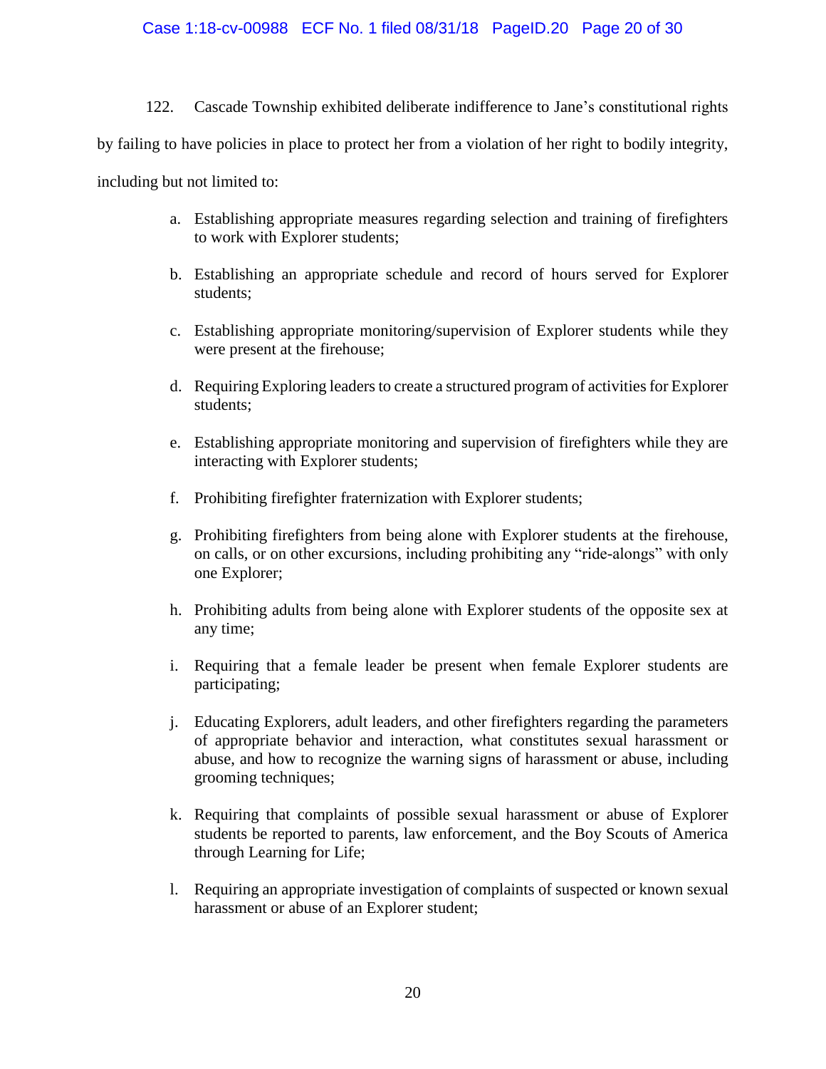122. Cascade Township exhibited deliberate indifference to Jane's constitutional rights by failing to have policies in place to protect her from a violation of her right to bodily integrity, including but not limited to:

a. Establishing appropriate measures regarding selection and training of firefighters to work with Explorer students;

b. Establishing an appropriate schedule and record of hours served for Explorer students;

c. Establishing appropriate monitoring/supervision of Explorer students while they were present at the firehouse;

d. Requiring Exploring leaders to create a structured program of activities for Explorer students;

e. Establishing appropriate monitoring and supervision of firefighters while they are interacting with Explorer students;

f. Prohibiting firefighter fraternization with Explorer students;

g. Prohibiting firefighters from being alone with Explorer students at the firehouse, on calls, or on other excursions, including prohibiting any "ride-alongs" with only one Explorer;

h. Prohibiting adults from being alone with Explorer students of the opposite sex at any time;

i. Requiring that a female leader be present when female Explorer students are participating;

j. Educating Explorers, adult leaders, and other firefighters regarding the parameters of appropriate behavior and interaction, what constitutes sexual harassment or abuse, and how to recognize the warning signs of harassment or abuse, including grooming techniques;

k. Requiring that complaints of possible sexual harassment or abuse of Explorer students be reported to parents, law enforcement, and the Boy Scouts of America through Learning for Life;

l. Requiring an appropriate investigation of complaints of suspected or known sexual harassment or abuse of an Explorer student;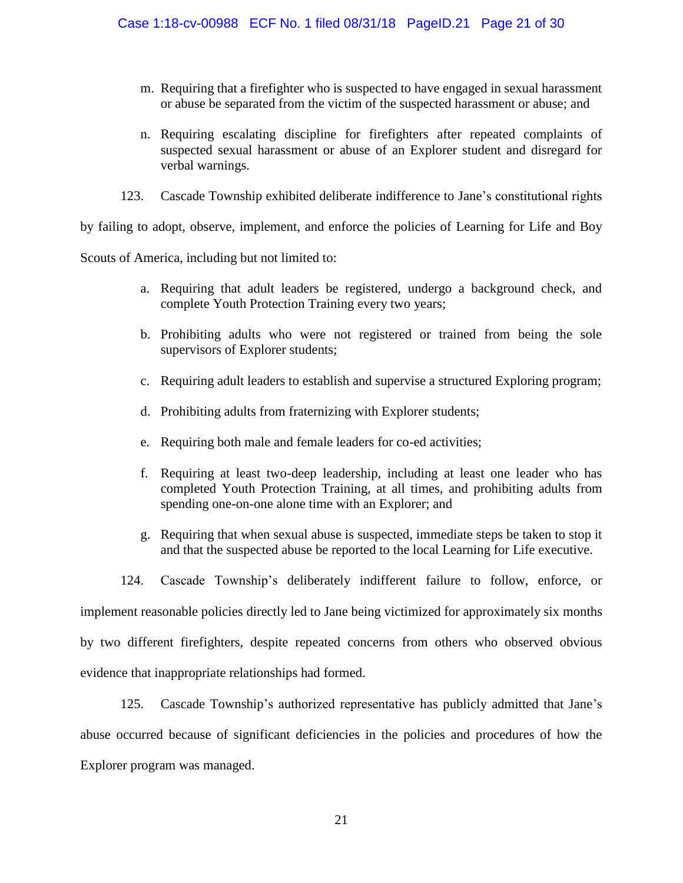m. Requiring that a firefighter who is suspected to have engaged in sexual harassment or abuse be separated from the victim of the suspected harassment or abuse; and

n. Requiring escalating discipline for firefighters after repeated complaints of suspected sexual harassment or abuse of an Explorer student and disregard for verbal warnings.

123. Cascade Township exhibited deliberate indifference to Jane's constitutional rights by failing to adopt, observe, implement, and enforce the policies of Learning for Life and Boy Scouts of America, including but not limited to:

a. Requiring that adult leaders be registered, undergo a background check, and complete Youth Protection Training every two years;

b. Prohibiting adults who were not registered or trained from being the sole supervisors of Explorer students;

c. Requiring adult leaders to establish and supervise a structured Exploring program;

d. Prohibiting adults from fraternizing with Explorer students;

e. Requiring both male and female leaders for co-ed activities;

f. Requiring at least two-deep leadership, including at least one leader who has completed Youth Protection Training, at all times, and prohibiting adults from spending one-on-one alone time with an Explorer; and

g. Requiring that when sexual abuse is suspected, immediate steps be taken to stop it and that the suspected abuse be reported to the local Learning for Life executive.

124. Cascade Township's deliberately indifferent failure to follow, enforce, or implement reasonable policies directly led to Jane being victimized for approximately six months by two different firefighters, despite repeated concerns from others who observed obvious evidence that inappropriate relationships had formed.

125. Cascade Township's authorized representative has publicly admitted that Jane's abuse occurred because of significant deficiencies in the policies and procedures of how the Explorer program was managed.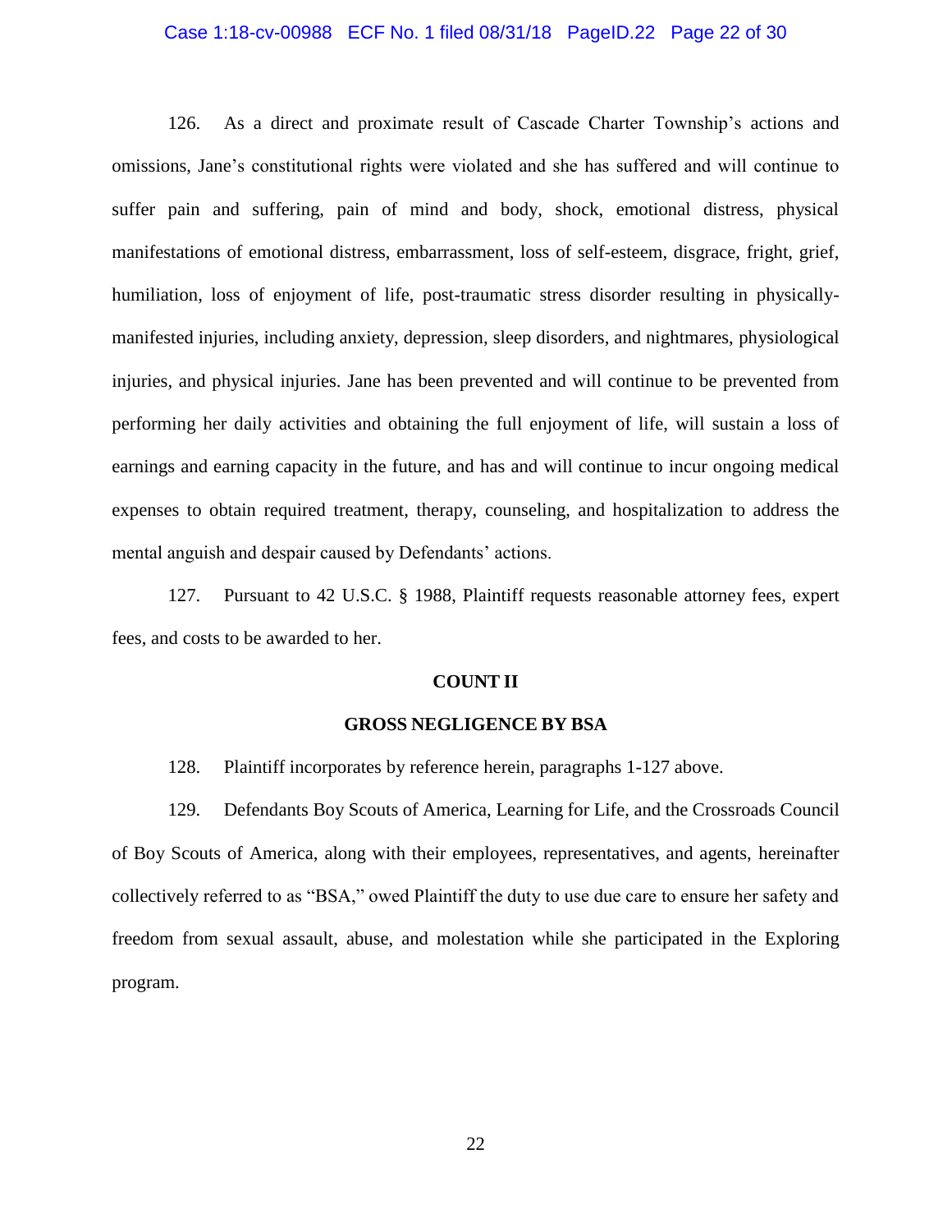126. As a direct and proximate result of Cascade Charter Township's actions and omissions, Jane's constitutional rights were violated and she has suffered and will continue to suffer pain and suffering, pain of mind and body, shock, emotional distress, physical manifestations of emotional distress, embarrassment, loss of self-esteem, disgrace, fright, grief, humiliation, loss of enjoyment of life, post-traumatic stress disorder resulting in physically-manifested injuries, including anxiety, depression, sleep disorders, and nightmares, physiological injuries, and physical injuries. Jane has been prevented and will continue to be prevented from performing her daily activities and obtaining the full enjoyment of life, will sustain a loss of earnings and earning capacity in the future, and has and will continue to incur ongoing medical expenses to obtain required treatment, therapy, counseling, and hospitalization to address the mental anguish and despair caused by Defendants' actions.

127. Pursuant to 42 U.S.C. § 1988, Plaintiff requests reasonable attorney fees, expert fees, and costs to be awarded to her.

## COUNT II

## GROSS NEGLIGENCE BY BSA

128. Plaintiff incorporates by reference herein, paragraphs 1-127 above.

129. Defendants Boy Scouts of America, Learning for Life, and the Crossroads Council of Boy Scouts of America, along with their employees, representatives, and agents, hereinafter collectively referred to as "BSA," owed Plaintiff the duty to use due care to ensure her safety and freedom from sexual assault, abuse, and molestation while she participated in the Exploring program.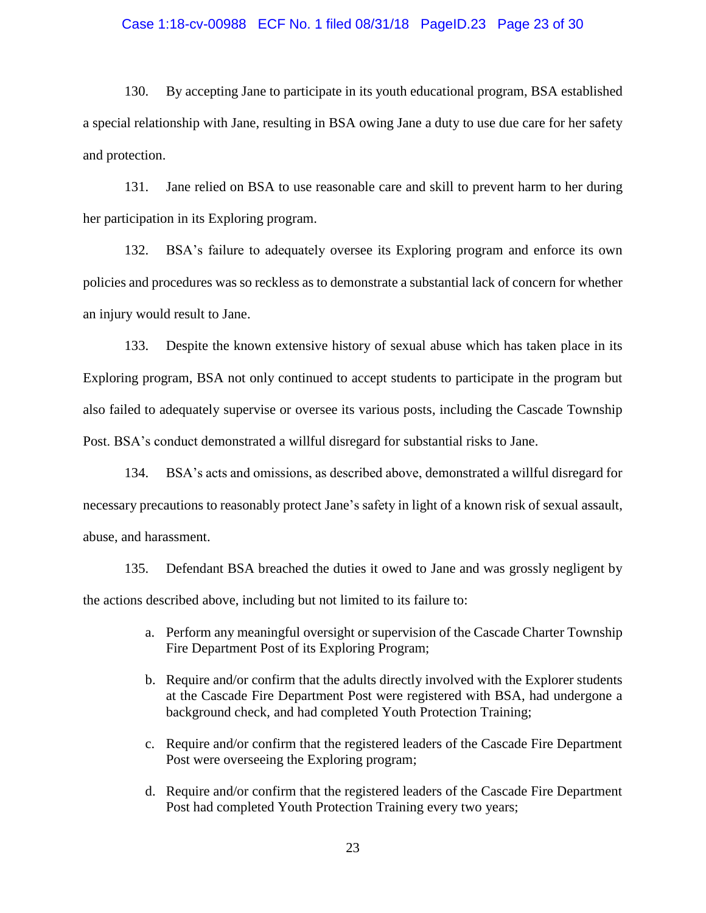130. By accepting Jane to participate in its youth educational program, BSA established a special relationship with Jane, resulting in BSA owing Jane a duty to use due care for her safety and protection.

131. Jane relied on BSA to use reasonable care and skill to prevent harm to her during her participation in its Exploring program.

132. BSA's failure to adequately oversee its Exploring program and enforce its own policies and procedures was so reckless as to demonstrate a substantial lack of concern for whether an injury would result to Jane.

133. Despite the known extensive history of sexual abuse which has taken place in its Exploring program, BSA not only continued to accept students to participate in the program but also failed to adequately supervise or oversee its various posts, including the Cascade Township Post. BSA's conduct demonstrated a willful disregard for substantial risks to Jane.

134. BSA's acts and omissions, as described above, demonstrated a willful disregard for necessary precautions to reasonably protect Jane's safety in light of a known risk of sexual assault, abuse, and harassment.

135. Defendant BSA breached the duties it owed to Jane and was grossly negligent by the actions described above, including but not limited to its failure to:

a. Perform any meaningful oversight or supervision of the Cascade Charter Township Fire Department Post of its Exploring Program;

b. Require and/or confirm that the adults directly involved with the Explorer students at the Cascade Fire Department Post were registered with BSA, had undergone a background check, and had completed Youth Protection Training;

c. Require and/or confirm that the registered leaders of the Cascade Fire Department Post were overseeing the Exploring program;

d. Require and/or confirm that the registered leaders of the Cascade Fire Department Post had completed Youth Protection Training every two years;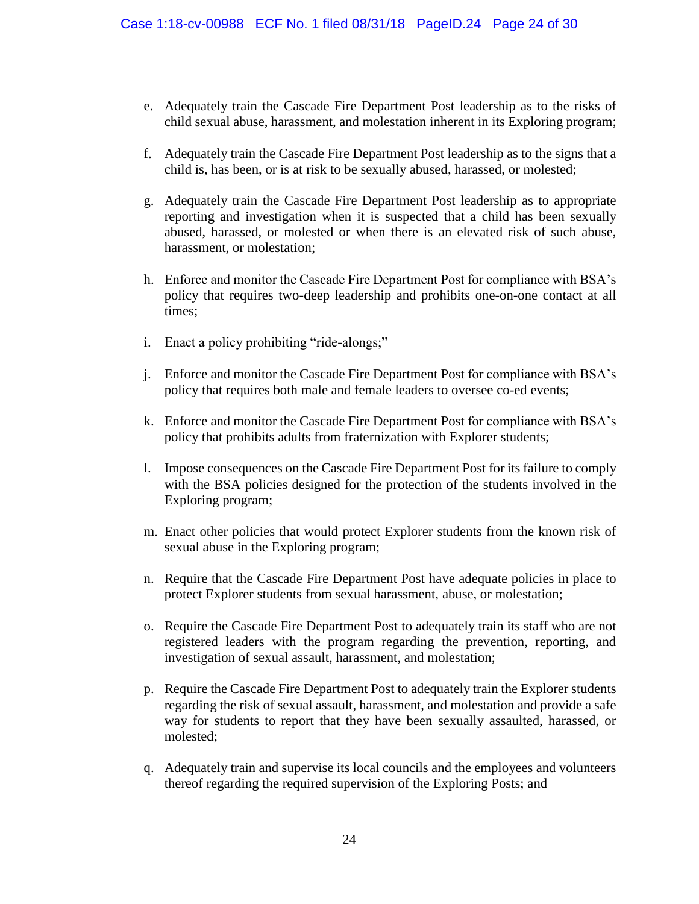e. Adequately train the Cascade Fire Department Post leadership as to the risks of child sexual abuse, harassment, and molestation inherent in its Exploring program;

f. Adequately train the Cascade Fire Department Post leadership as to the signs that a child is, has been, or is at risk to be sexually abused, harassed, or molested;

g. Adequately train the Cascade Fire Department Post leadership as to appropriate reporting and investigation when it is suspected that a child has been sexually abused, harassed, or molested or when there is an elevated risk of such abuse, harassment, or molestation;

h. Enforce and monitor the Cascade Fire Department Post for compliance with BSA's policy that requires two-deep leadership and prohibits one-on-one contact at all times;

i. Enact a policy prohibiting "ride-alongs;"

j. Enforce and monitor the Cascade Fire Department Post for compliance with BSA's policy that requires both male and female leaders to oversee co-ed events;

k. Enforce and monitor the Cascade Fire Department Post for compliance with BSA's policy that prohibits adults from fraternization with Explorer students;

l. Impose consequences on the Cascade Fire Department Post for its failure to comply with the BSA policies designed for the protection of the students involved in the Exploring program;

m. Enact other policies that would protect Explorer students from the known risk of sexual abuse in the Exploring program;

n. Require that the Cascade Fire Department Post have adequate policies in place to protect Explorer students from sexual harassment, abuse, or molestation;

o. Require the Cascade Fire Department Post to adequately train its staff who are not registered leaders with the program regarding the prevention, reporting, and investigation of sexual assault, harassment, and molestation;

p. Require the Cascade Fire Department Post to adequately train the Explorer students regarding the risk of sexual assault, harassment, and molestation and provide a safe way for students to report that they have been sexually assaulted, harassed, or molested;

q. Adequately train and supervise its local councils and the employees and volunteers thereof regarding the required supervision of the Exploring Posts; and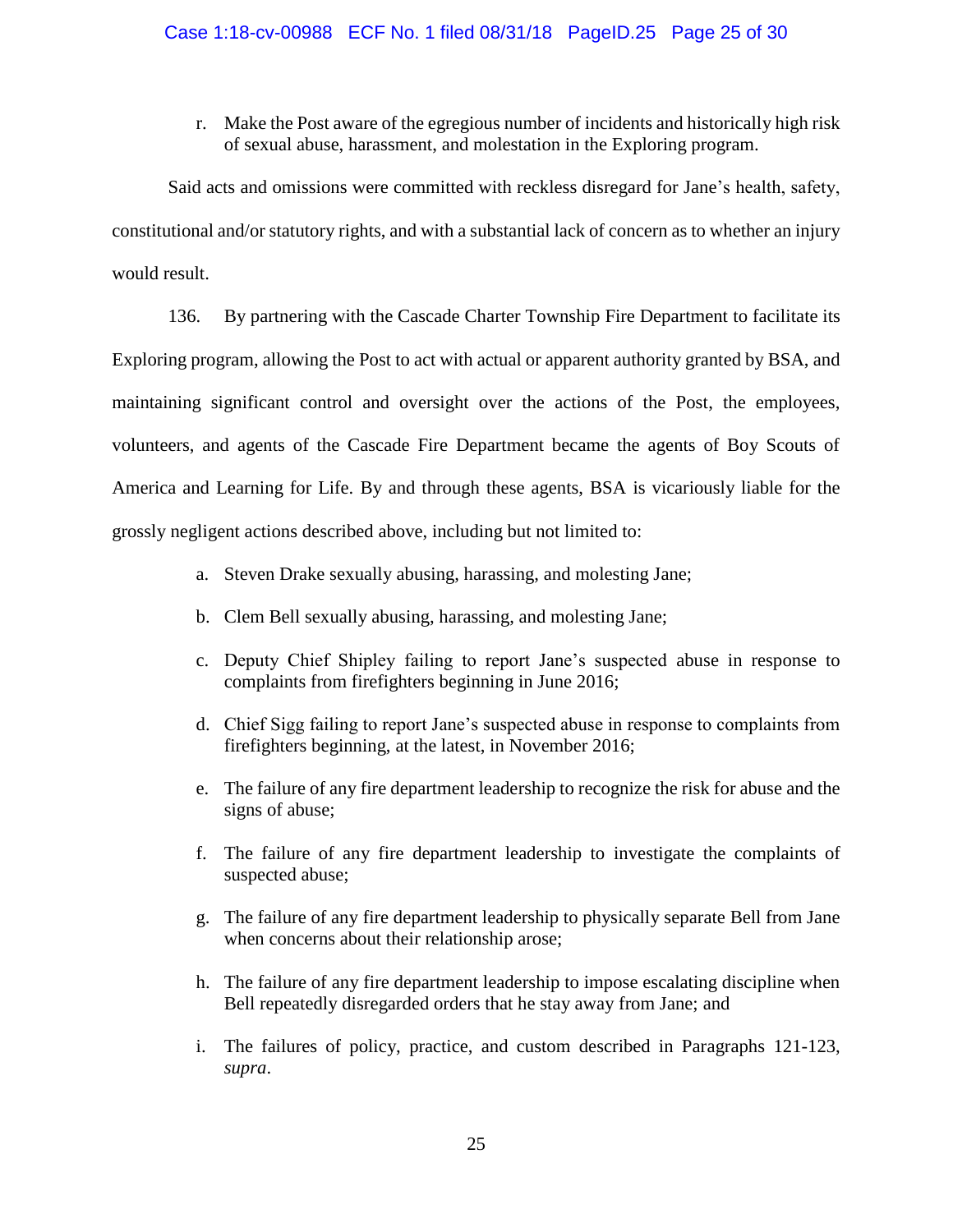r. Make the Post aware of the egregious number of incidents and historically high risk of sexual abuse, harassment, and molestation in the Exploring program.

Said acts and omissions were committed with reckless disregard for Jane's health, safety, constitutional and/or statutory rights, and with a substantial lack of concern as to whether an injury would result.

136. By partnering with the Cascade Charter Township Fire Department to facilitate its Exploring program, allowing the Post to act with actual or apparent authority granted by BSA, and maintaining significant control and oversight over the actions of the Post, the employees, volunteers, and agents of the Cascade Fire Department became the agents of Boy Scouts of America and Learning for Life. By and through these agents, BSA is vicariously liable for the grossly negligent actions described above, including but not limited to:

a. Steven Drake sexually abusing, harassing, and molesting Jane;

b. Clem Bell sexually abusing, harassing, and molesting Jane;

c. Deputy Chief Shipley failing to report Jane's suspected abuse in response to complaints from firefighters beginning in June 2016;

d. Chief Sigg failing to report Jane's suspected abuse in response to complaints from firefighters beginning, at the latest, in November 2016;

e. The failure of any fire department leadership to recognize the risk for abuse and the signs of abuse;

f. The failure of any fire department leadership to investigate the complaints of suspected abuse;

g. The failure of any fire department leadership to physically separate Bell from Jane when concerns about their relationship arose;

h. The failure of any fire department leadership to impose escalating discipline when Bell repeatedly disregarded orders that he stay away from Jane; and

i. The failures of policy, practice, and custom described in Paragraphs 121-123, *supra*.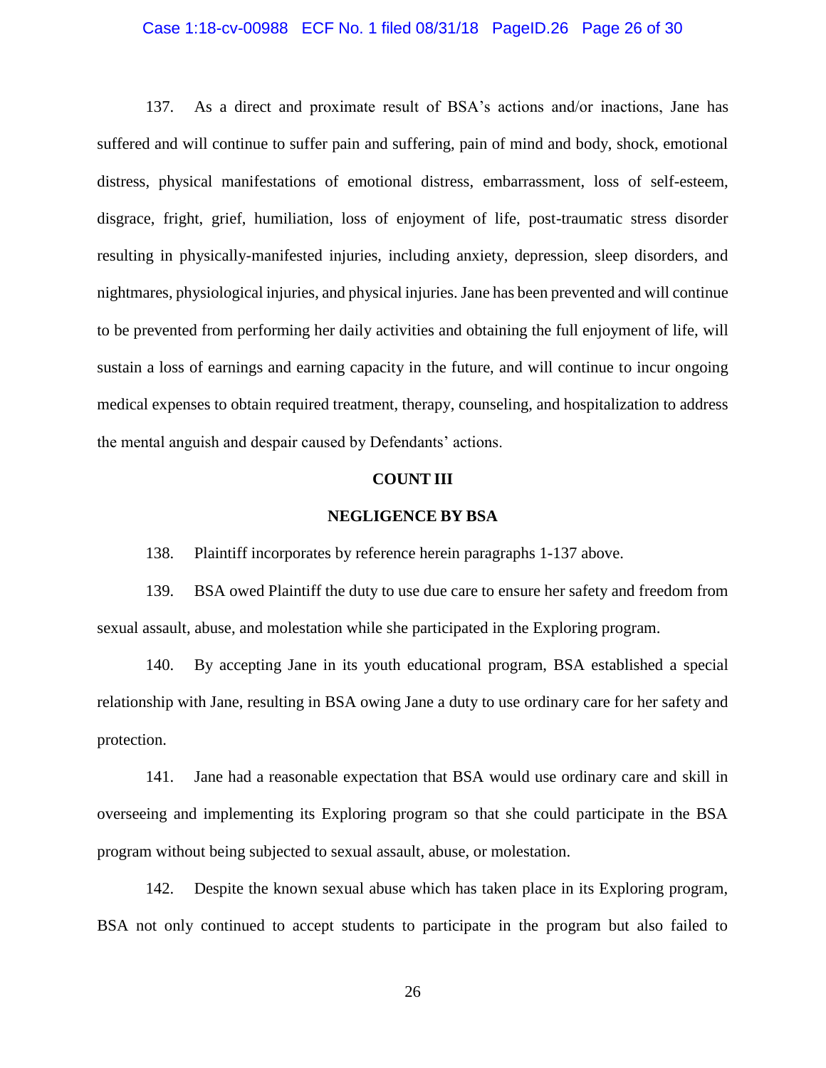137. As a direct and proximate result of BSA's actions and/or inactions, Jane has suffered and will continue to suffer pain and suffering, pain of mind and body, shock, emotional distress, physical manifestations of emotional distress, embarrassment, loss of self-esteem, disgrace, fright, grief, humiliation, loss of enjoyment of life, post-traumatic stress disorder resulting in physically-manifested injuries, including anxiety, depression, sleep disorders, and nightmares, physiological injuries, and physical injuries. Jane has been prevented and will continue to be prevented from performing her daily activities and obtaining the full enjoyment of life, will sustain a loss of earnings and earning capacity in the future, and will continue to incur ongoing medical expenses to obtain required treatment, therapy, counseling, and hospitalization to address the mental anguish and despair caused by Defendants' actions.

**COUNT III**

**NEGLIGENCE BY BSA**

138. Plaintiff incorporates by reference herein paragraphs 1-137 above.

139. BSA owed Plaintiff the duty to use due care to ensure her safety and freedom from sexual assault, abuse, and molestation while she participated in the Exploring program.

140. By accepting Jane in its youth educational program, BSA established a special relationship with Jane, resulting in BSA owing Jane a duty to use ordinary care for her safety and protection.

141. Jane had a reasonable expectation that BSA would use ordinary care and skill in overseeing and implementing its Exploring program so that she could participate in the BSA program without being subjected to sexual assault, abuse, or molestation.

142. Despite the known sexual abuse which has taken place in its Exploring program, BSA not only continued to accept students to participate in the program but also failed to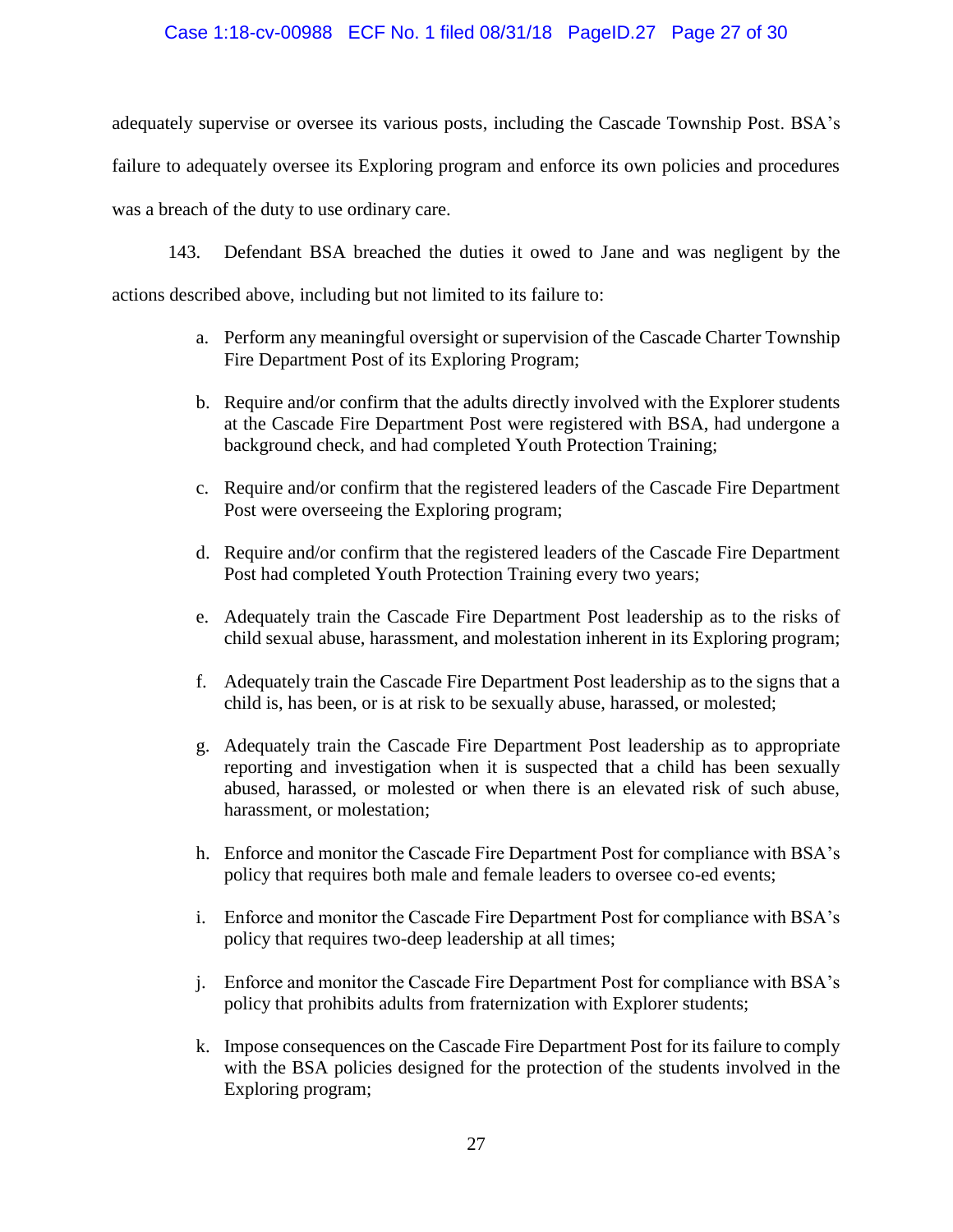adequately supervise or oversee its various posts, including the Cascade Township Post. BSA's failure to adequately oversee its Exploring program and enforce its own policies and procedures was a breach of the duty to use ordinary care.

143. Defendant BSA breached the duties it owed to Jane and was negligent by the actions described above, including but not limited to its failure to:

a. Perform any meaningful oversight or supervision of the Cascade Charter Township Fire Department Post of its Exploring Program;

b. Require and/or confirm that the adults directly involved with the Explorer students at the Cascade Fire Department Post were registered with BSA, had undergone a background check, and had completed Youth Protection Training;

c. Require and/or confirm that the registered leaders of the Cascade Fire Department Post were overseeing the Exploring program;

d. Require and/or confirm that the registered leaders of the Cascade Fire Department Post had completed Youth Protection Training every two years;

e. Adequately train the Cascade Fire Department Post leadership as to the risks of child sexual abuse, harassment, and molestation inherent in its Exploring program;

f. Adequately train the Cascade Fire Department Post leadership as to the signs that a child is, has been, or is at risk to be sexually abuse, harassed, or molested;

g. Adequately train the Cascade Fire Department Post leadership as to appropriate reporting and investigation when it is suspected that a child has been sexually abused, harassed, or molested or when there is an elevated risk of such abuse, harassment, or molestation;

h. Enforce and monitor the Cascade Fire Department Post for compliance with BSA's policy that requires both male and female leaders to oversee co-ed events;

i. Enforce and monitor the Cascade Fire Department Post for compliance with BSA's policy that requires two-deep leadership at all times;

j. Enforce and monitor the Cascade Fire Department Post for compliance with BSA's policy that prohibits adults from fraternization with Explorer students;

k. Impose consequences on the Cascade Fire Department Post for its failure to comply with the BSA policies designed for the protection of the students involved in the Exploring program;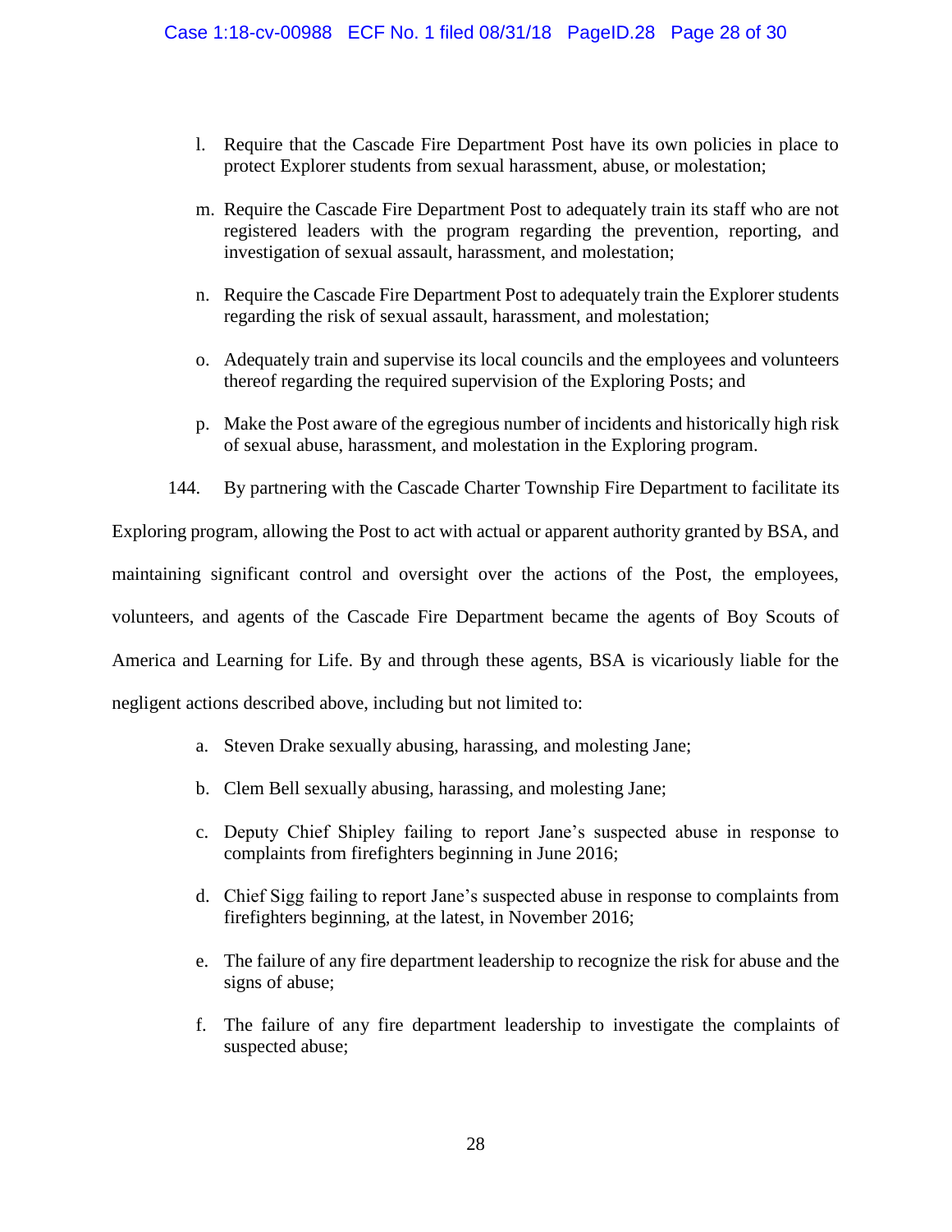l. Require that the Cascade Fire Department Post have its own policies in place to protect Explorer students from sexual harassment, abuse, or molestation;

m. Require the Cascade Fire Department Post to adequately train its staff who are not registered leaders with the program regarding the prevention, reporting, and investigation of sexual assault, harassment, and molestation;

n. Require the Cascade Fire Department Post to adequately train the Explorer students regarding the risk of sexual assault, harassment, and molestation;

o. Adequately train and supervise its local councils and the employees and volunteers thereof regarding the required supervision of the Exploring Posts; and

p. Make the Post aware of the egregious number of incidents and historically high risk of sexual abuse, harassment, and molestation in the Exploring program.

144. By partnering with the Cascade Charter Township Fire Department to facilitate its Exploring program, allowing the Post to act with actual or apparent authority granted by BSA, and maintaining significant control and oversight over the actions of the Post, the employees, volunteers, and agents of the Cascade Fire Department became the agents of Boy Scouts of America and Learning for Life. By and through these agents, BSA is vicariously liable for the negligent actions described above, including but not limited to:

a. Steven Drake sexually abusing, harassing, and molesting Jane;

b. Clem Bell sexually abusing, harassing, and molesting Jane;

c. Deputy Chief Shipley failing to report Jane's suspected abuse in response to complaints from firefighters beginning in June 2016;

d. Chief Sigg failing to report Jane's suspected abuse in response to complaints from firefighters beginning, at the latest, in November 2016;

e. The failure of any fire department leadership to recognize the risk for abuse and the signs of abuse;

f. The failure of any fire department leadership to investigate the complaints of suspected abuse;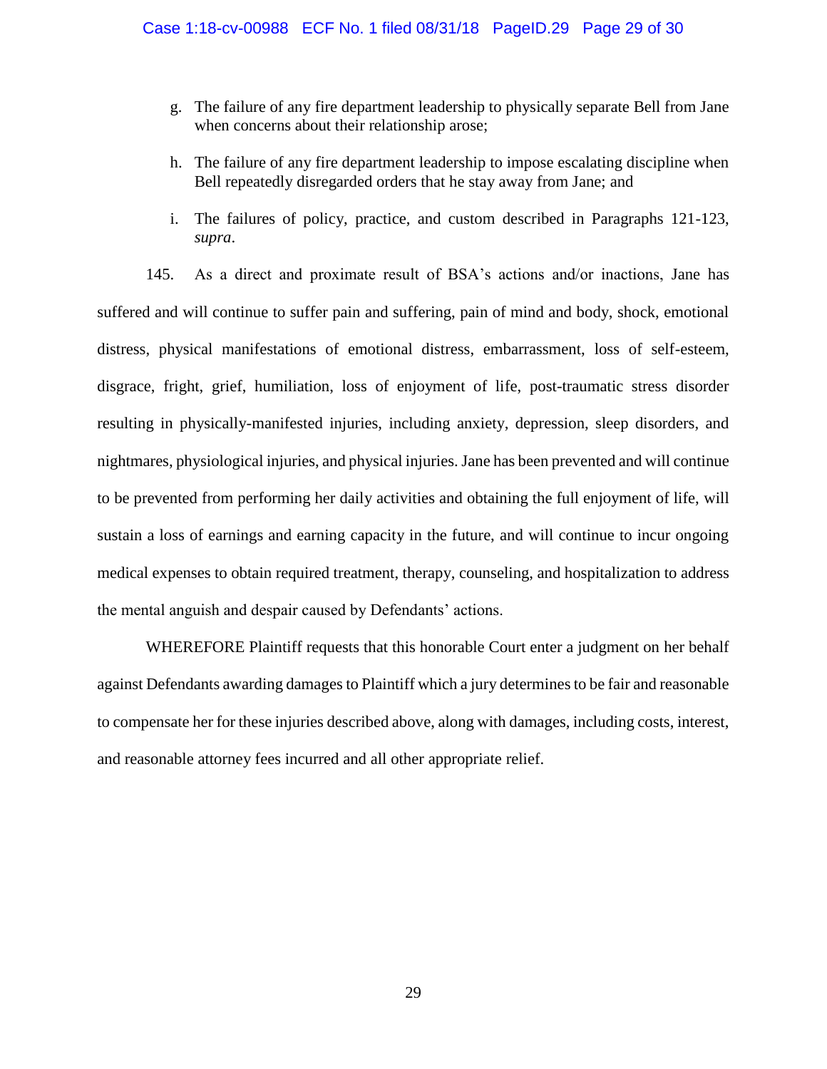g. The failure of any fire department leadership to physically separate Bell from Jane when concerns about their relationship arose;

h. The failure of any fire department leadership to impose escalating discipline when Bell repeatedly disregarded orders that he stay away from Jane; and

i. The failures of policy, practice, and custom described in Paragraphs 121-123, *supra*.

145. As a direct and proximate result of BSA's actions and/or inactions, Jane has suffered and will continue to suffer pain and suffering, pain of mind and body, shock, emotional distress, physical manifestations of emotional distress, embarrassment, loss of self-esteem, disgrace, fright, grief, humiliation, loss of enjoyment of life, post-traumatic stress disorder resulting in physically-manifested injuries, including anxiety, depression, sleep disorders, and nightmares, physiological injuries, and physical injuries. Jane has been prevented and will continue to be prevented from performing her daily activities and obtaining the full enjoyment of life, will sustain a loss of earnings and earning capacity in the future, and will continue to incur ongoing medical expenses to obtain required treatment, therapy, counseling, and hospitalization to address the mental anguish and despair caused by Defendants' actions.

WHEREFORE Plaintiff requests that this honorable Court enter a judgment on her behalf against Defendants awarding damages to Plaintiff which a jury determines to be fair and reasonable to compensate her for these injuries described above, along with damages, including costs, interest, and reasonable attorney fees incurred and all other appropriate relief.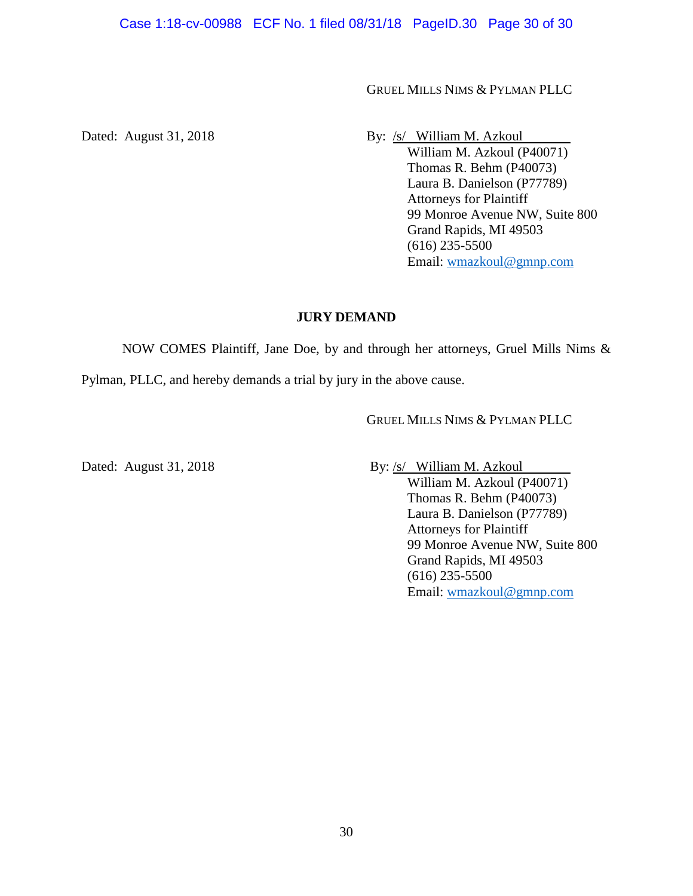GRUEL MILLS NIMS & PYLMAN PLLC

Dated: August 31, 2018

By: /s/ William M. Azkoul
William M. Azkoul (P40071)
Thomas R. Behm (P40073)
Laura B. Danielson (P77789)
Attorneys for Plaintiff
99 Monroe Avenue NW, Suite 800
Grand Rapids, MI 49503
(616) 235-5500
Email: wmazkoul@gmnp.com

**JURY DEMAND**

NOW COMES Plaintiff, Jane Doe, by and through her attorneys, Gruel Mills Nims & Pylman, PLLC, and hereby demands a trial by jury in the above cause.

GRUEL MILLS NIMS & PYLMAN PLLC

Dated: August 31, 2018

By: /s/ William M. Azkoul
William M. Azkoul (P40071)
Thomas R. Behm (P40073)
Laura B. Danielson (P77789)
Attorneys for Plaintiff
99 Monroe Avenue NW, Suite 800
Grand Rapids, MI 49503
(616) 235-5500
Email: wmazkoul@gmnp.com